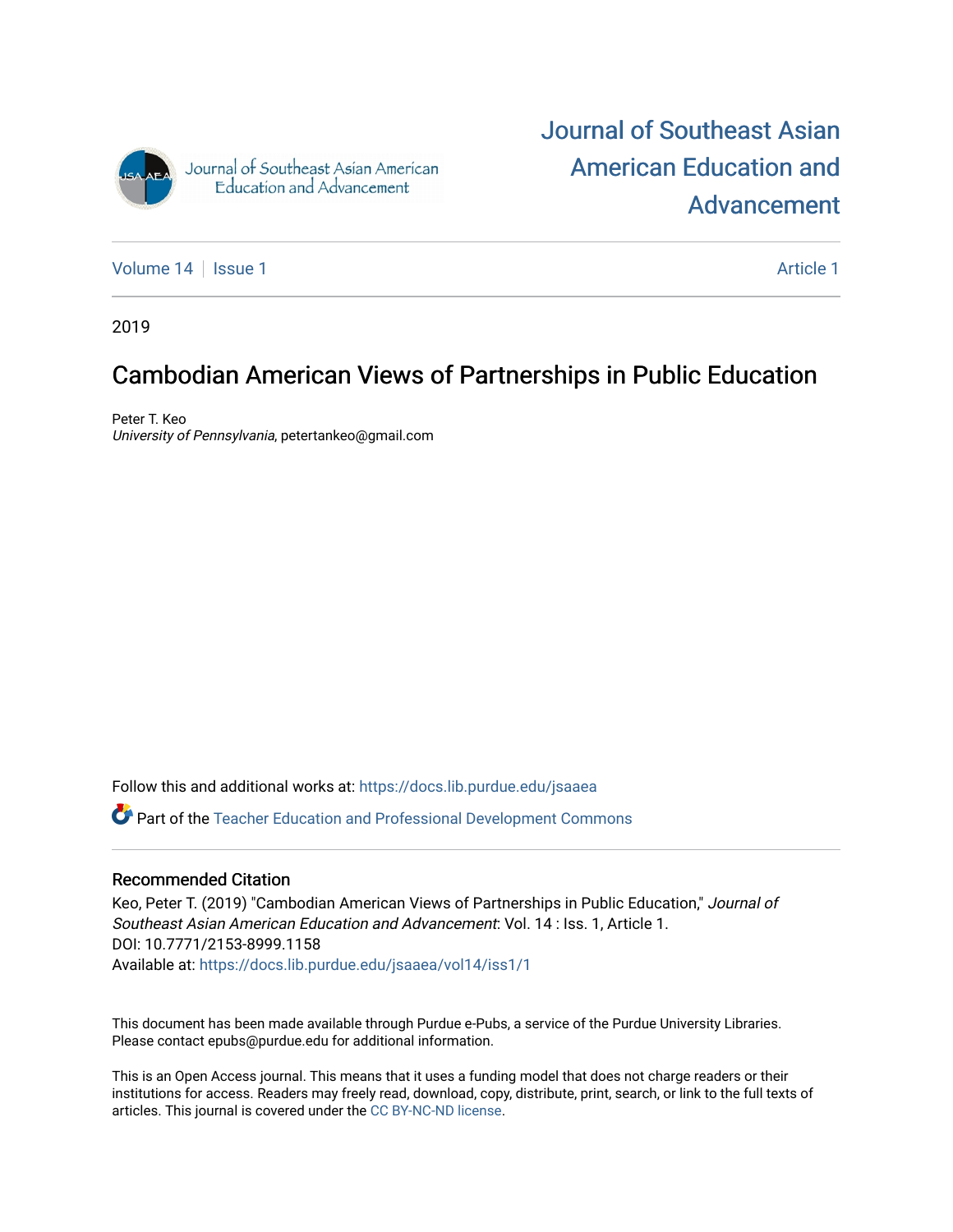# Journal of Southeast Asian American Education and Advancement

Volume 14 | Issue 1 | Article 1

2019

## Cambodian American Views of Partnerships in Public Education

Peter T. Keo
*University of Pennsylvania*, petertankeo@gmail.com

Follow this and additional works at: https://docs.lib.purdue.edu/jsaaea

Part of the Teacher Education and Professional Development Commons

### Recommended Citation

Keo, Peter T. (2019) "Cambodian American Views of Partnerships in Public Education," *Journal of Southeast Asian American Education and Advancement*: Vol. 14 : Iss. 1, Article 1.
DOI: 10.7771/2153-8999.1158
Available at: https://docs.lib.purdue.edu/jsaaea/vol14/iss1/1

This document has been made available through Purdue e-Pubs, a service of the Purdue University Libraries. Please contact epubs@purdue.edu for additional information.

This is an Open Access journal. This means that it uses a funding model that does not charge readers or their institutions for access. Readers may freely read, download, copy, distribute, print, search, or link to the full texts of articles. This journal is covered under the CC BY-NC-ND license.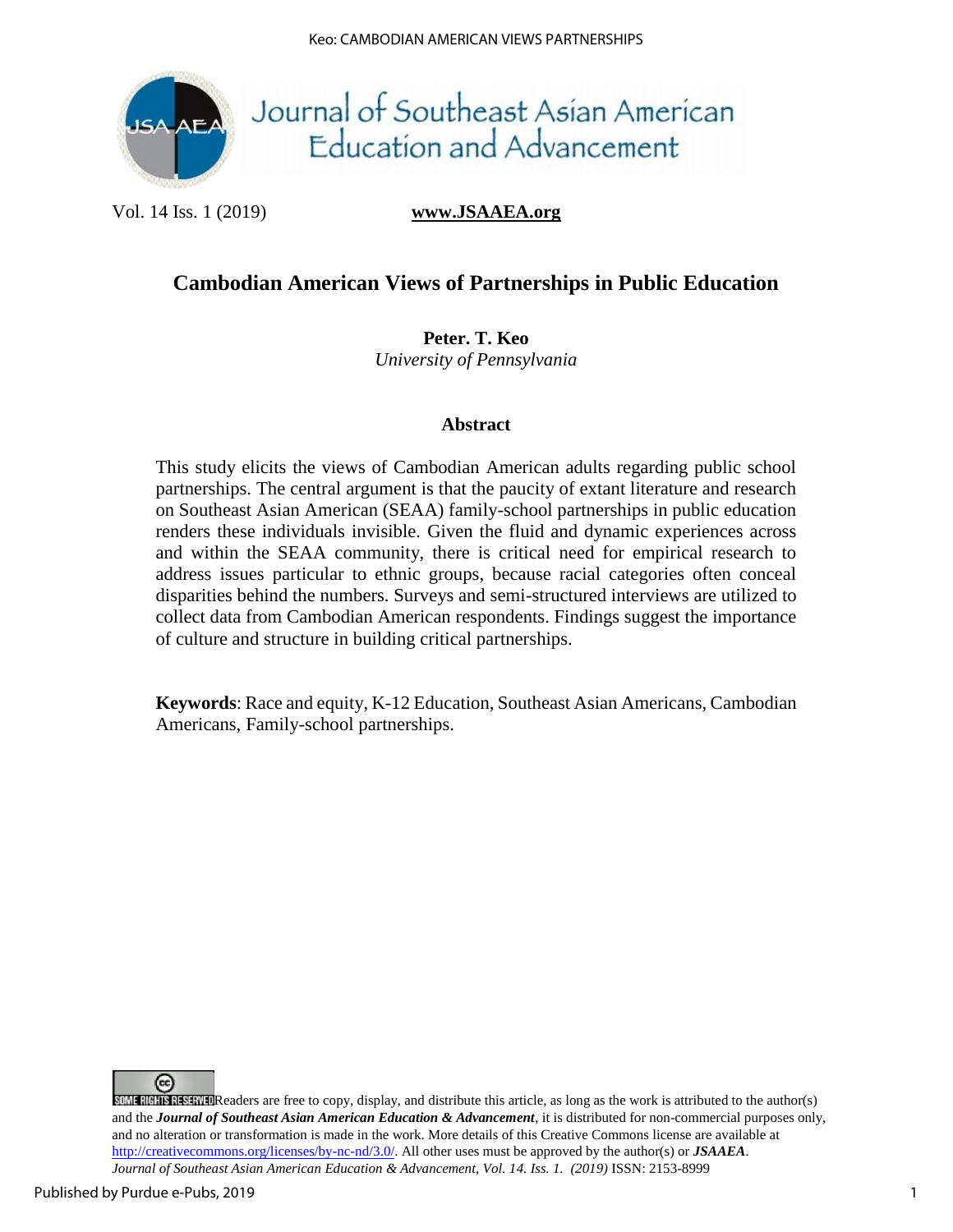# Cambodian American Views of Partnerships in Public Education

**Peter. T. Keo**
*University of Pennsylvania*

## Abstract

This study elicits the views of Cambodian American adults regarding public school partnerships. The central argument is that the paucity of extant literature and research on Southeast Asian American (SEAA) family-school partnerships in public education renders these individuals invisible. Given the fluid and dynamic experiences across and within the SEAA community, there is critical need for empirical research to address issues particular to ethnic groups, because racial categories often conceal disparities behind the numbers. Surveys and semi-structured interviews are utilized to collect data from Cambodian American respondents. Findings suggest the importance of culture and structure in building critical partnerships.

**Keywords**: Race and equity, K-12 Education, Southeast Asian Americans, Cambodian Americans, Family-school partnerships.

Readers are free to copy, display, and distribute this article, as long as the work is attributed to the author(s) and the ***Journal of Southeast Asian American Education & Advancement***, it is distributed for non-commercial purposes only, and no alteration or transformation is made in the work. More details of this Creative Commons license are available at http://creativecommons.org/licenses/by-nc-nd/3.0/. All other uses must be approved by the author(s) or ***JSAAEA***.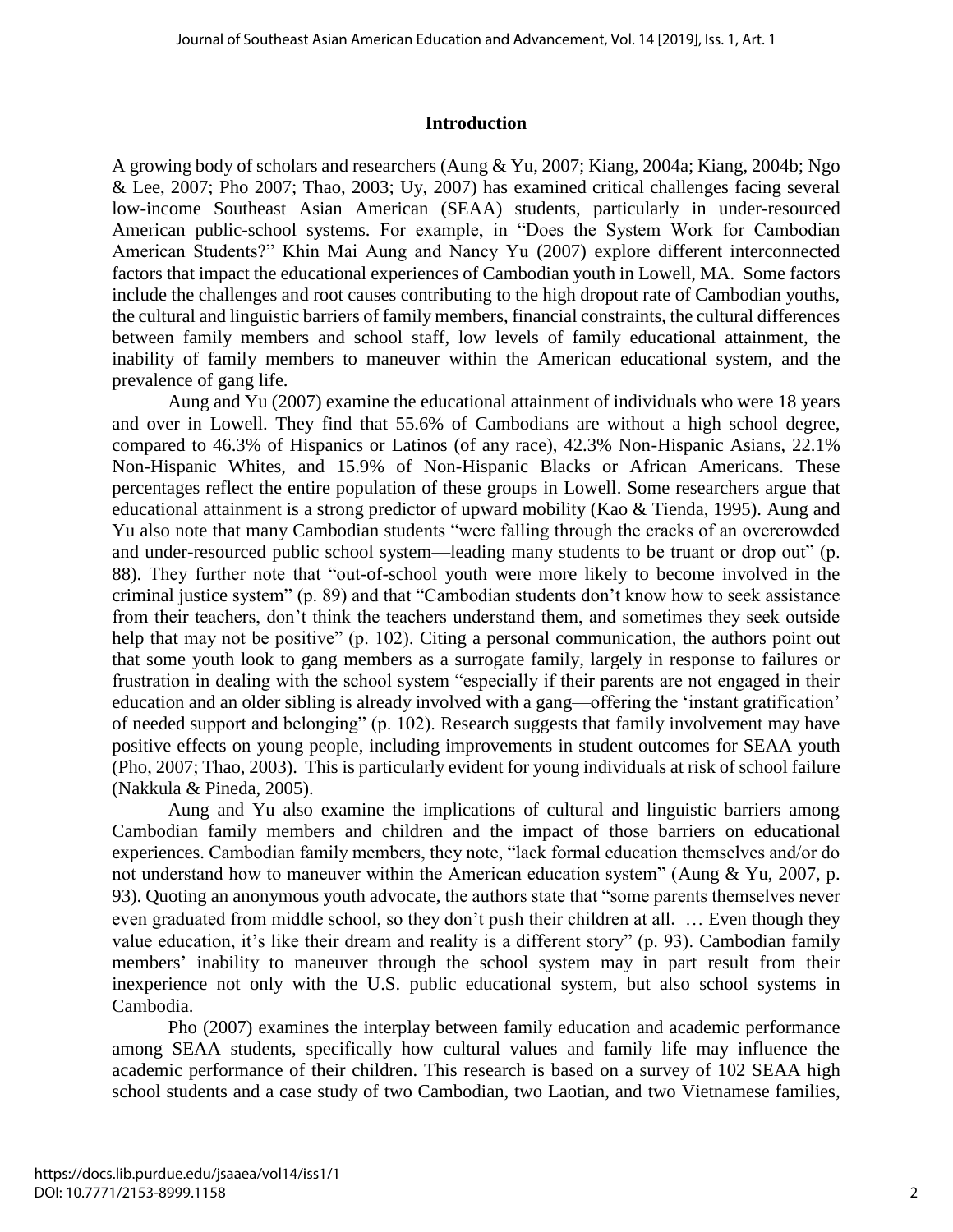## Introduction

A growing body of scholars and researchers (Aung & Yu, 2007; Kiang, 2004a; Kiang, 2004b; Ngo & Lee, 2007; Pho 2007; Thao, 2003; Uy, 2007) has examined critical challenges facing several low-income Southeast Asian American (SEAA) students, particularly in under-resourced American public-school systems. For example, in "Does the System Work for Cambodian American Students?" Khin Mai Aung and Nancy Yu (2007) explore different interconnected factors that impact the educational experiences of Cambodian youth in Lowell, MA. Some factors include the challenges and root causes contributing to the high dropout rate of Cambodian youths, the cultural and linguistic barriers of family members, financial constraints, the cultural differences between family members and school staff, low levels of family educational attainment, the inability of family members to maneuver within the American educational system, and the prevalence of gang life.

Aung and Yu (2007) examine the educational attainment of individuals who were 18 years and over in Lowell. They find that 55.6% of Cambodians are without a high school degree, compared to 46.3% of Hispanics or Latinos (of any race), 42.3% Non-Hispanic Asians, 22.1% Non-Hispanic Whites, and 15.9% of Non-Hispanic Blacks or African Americans. These percentages reflect the entire population of these groups in Lowell. Some researchers argue that educational attainment is a strong predictor of upward mobility (Kao & Tienda, 1995). Aung and Yu also note that many Cambodian students "were falling through the cracks of an overcrowded and under-resourced public school system—leading many students to be truant or drop out" (p. 88). They further note that "out-of-school youth were more likely to become involved in the criminal justice system" (p. 89) and that "Cambodian students don't know how to seek assistance from their teachers, don't think the teachers understand them, and sometimes they seek outside help that may not be positive" (p. 102). Citing a personal communication, the authors point out that some youth look to gang members as a surrogate family, largely in response to failures or frustration in dealing with the school system "especially if their parents are not engaged in their education and an older sibling is already involved with a gang—offering the 'instant gratification' of needed support and belonging" (p. 102). Research suggests that family involvement may have positive effects on young people, including improvements in student outcomes for SEAA youth (Pho, 2007; Thao, 2003). This is particularly evident for young individuals at risk of school failure (Nakkula & Pineda, 2005).

Aung and Yu also examine the implications of cultural and linguistic barriers among Cambodian family members and children and the impact of those barriers on educational experiences. Cambodian family members, they note, "lack formal education themselves and/or do not understand how to maneuver within the American education system" (Aung & Yu, 2007, p. 93). Quoting an anonymous youth advocate, the authors state that "some parents themselves never even graduated from middle school, so they don't push their children at all. … Even though they value education, it's like their dream and reality is a different story" (p. 93). Cambodian family members' inability to maneuver through the school system may in part result from their inexperience not only with the U.S. public educational system, but also school systems in Cambodia.

Pho (2007) examines the interplay between family education and academic performance among SEAA students, specifically how cultural values and family life may influence the academic performance of their children. This research is based on a survey of 102 SEAA high school students and a case study of two Cambodian, two Laotian, and two Vietnamese families,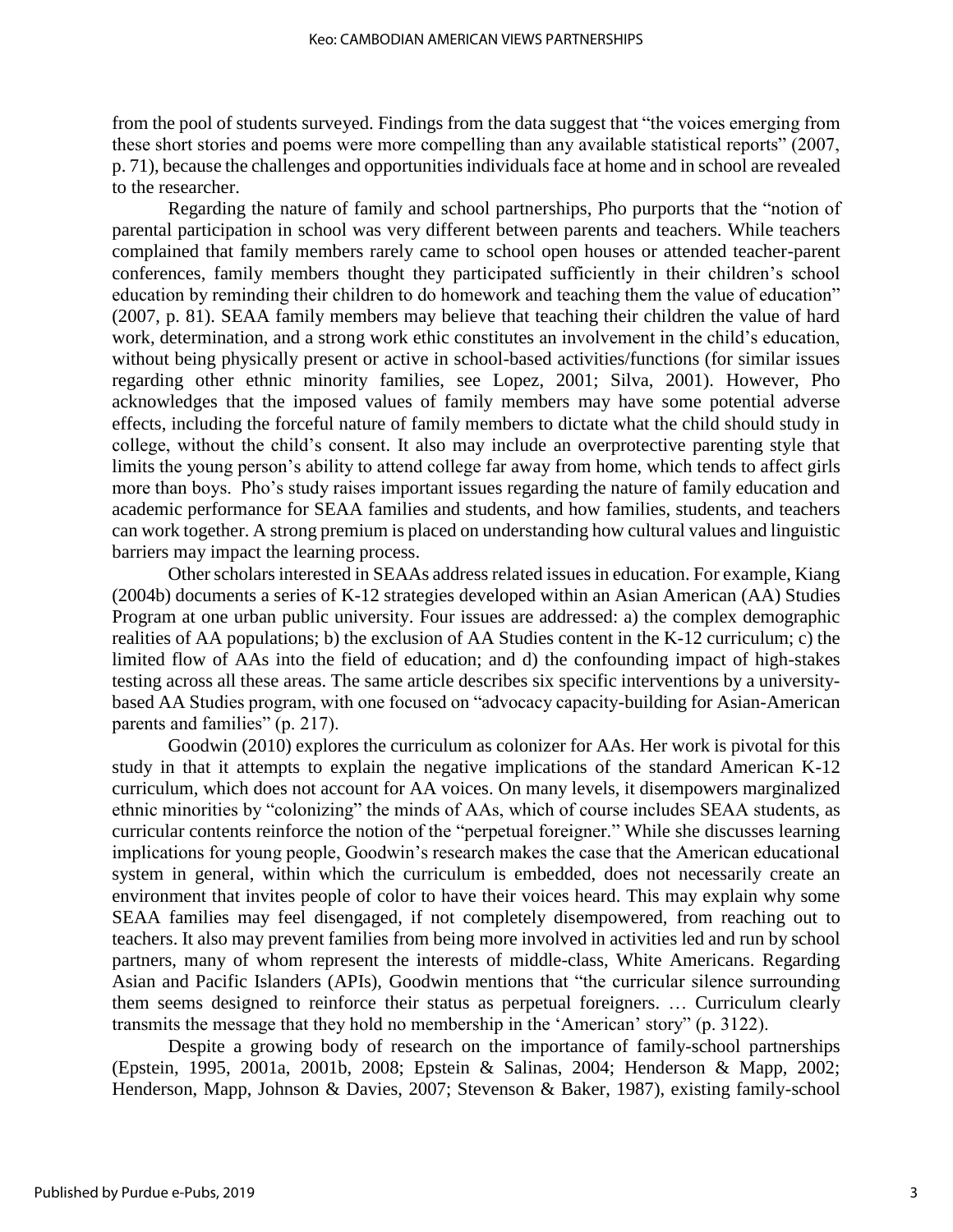from the pool of students surveyed. Findings from the data suggest that "the voices emerging from these short stories and poems were more compelling than any available statistical reports" (2007, p. 71), because the challenges and opportunities individuals face at home and in school are revealed to the researcher.

Regarding the nature of family and school partnerships, Pho purports that the "notion of parental participation in school was very different between parents and teachers. While teachers complained that family members rarely came to school open houses or attended teacher-parent conferences, family members thought they participated sufficiently in their children's school education by reminding their children to do homework and teaching them the value of education" (2007, p. 81). SEAA family members may believe that teaching their children the value of hard work, determination, and a strong work ethic constitutes an involvement in the child's education, without being physically present or active in school-based activities/functions (for similar issues regarding other ethnic minority families, see Lopez, 2001; Silva, 2001). However, Pho acknowledges that the imposed values of family members may have some potential adverse effects, including the forceful nature of family members to dictate what the child should study in college, without the child's consent. It also may include an overprotective parenting style that limits the young person's ability to attend college far away from home, which tends to affect girls more than boys. Pho's study raises important issues regarding the nature of family education and academic performance for SEAA families and students, and how families, students, and teachers can work together. A strong premium is placed on understanding how cultural values and linguistic barriers may impact the learning process.

Other scholars interested in SEAAs address related issues in education. For example, Kiang (2004b) documents a series of K-12 strategies developed within an Asian American (AA) Studies Program at one urban public university. Four issues are addressed: a) the complex demographic realities of AA populations; b) the exclusion of AA Studies content in the K-12 curriculum; c) the limited flow of AAs into the field of education; and d) the confounding impact of high-stakes testing across all these areas. The same article describes six specific interventions by a university-based AA Studies program, with one focused on "advocacy capacity-building for Asian-American parents and families" (p. 217).

Goodwin (2010) explores the curriculum as colonizer for AAs. Her work is pivotal for this study in that it attempts to explain the negative implications of the standard American K-12 curriculum, which does not account for AA voices. On many levels, it disempowers marginalized ethnic minorities by "colonizing" the minds of AAs, which of course includes SEAA students, as curricular contents reinforce the notion of the "perpetual foreigner." While she discusses learning implications for young people, Goodwin's research makes the case that the American educational system in general, within which the curriculum is embedded, does not necessarily create an environment that invites people of color to have their voices heard. This may explain why some SEAA families may feel disengaged, if not completely disempowered, from reaching out to teachers. It also may prevent families from being more involved in activities led and run by school partners, many of whom represent the interests of middle-class, White Americans. Regarding Asian and Pacific Islanders (APIs), Goodwin mentions that "the curricular silence surrounding them seems designed to reinforce their status as perpetual foreigners. … Curriculum clearly transmits the message that they hold no membership in the 'American' story" (p. 3122).

Despite a growing body of research on the importance of family-school partnerships (Epstein, 1995, 2001a, 2001b, 2008; Epstein & Salinas, 2004; Henderson & Mapp, 2002; Henderson, Mapp, Johnson & Davies, 2007; Stevenson & Baker, 1987), existing family-school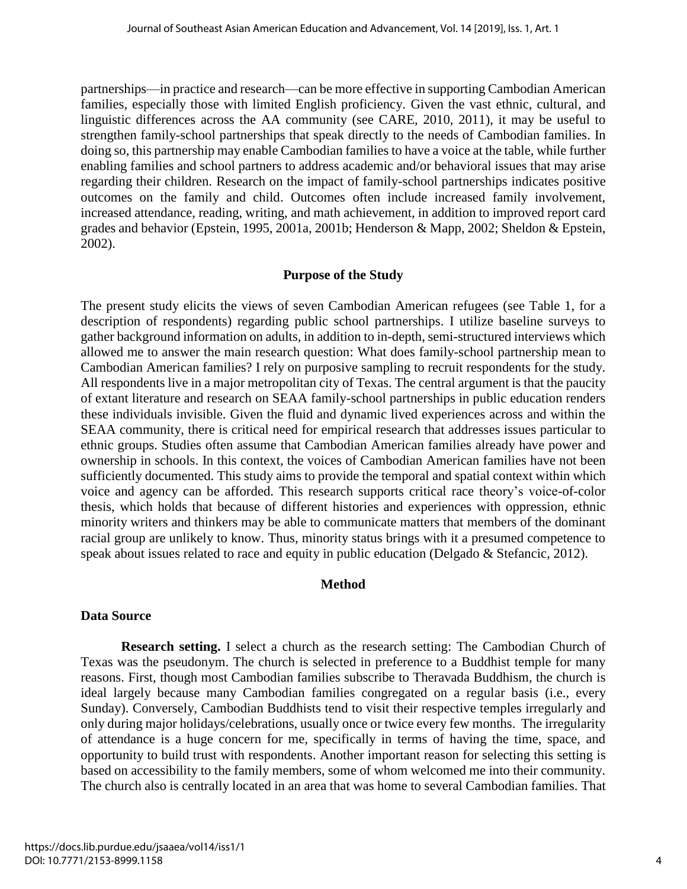partnerships—in practice and research—can be more effective in supporting Cambodian American families, especially those with limited English proficiency. Given the vast ethnic, cultural, and linguistic differences across the AA community (see CARE, 2010, 2011), it may be useful to strengthen family-school partnerships that speak directly to the needs of Cambodian families. In doing so, this partnership may enable Cambodian families to have a voice at the table, while further enabling families and school partners to address academic and/or behavioral issues that may arise regarding their children. Research on the impact of family-school partnerships indicates positive outcomes on the family and child. Outcomes often include increased family involvement, increased attendance, reading, writing, and math achievement, in addition to improved report card grades and behavior (Epstein, 1995, 2001a, 2001b; Henderson & Mapp, 2002; Sheldon & Epstein, 2002).

## Purpose of the Study

The present study elicits the views of seven Cambodian American refugees (see Table 1, for a description of respondents) regarding public school partnerships. I utilize baseline surveys to gather background information on adults, in addition to in-depth, semi-structured interviews which allowed me to answer the main research question: What does family-school partnership mean to Cambodian American families? I rely on purposive sampling to recruit respondents for the study. All respondents live in a major metropolitan city of Texas. The central argument is that the paucity of extant literature and research on SEAA family-school partnerships in public education renders these individuals invisible. Given the fluid and dynamic lived experiences across and within the SEAA community, there is critical need for empirical research that addresses issues particular to ethnic groups. Studies often assume that Cambodian American families already have power and ownership in schools. In this context, the voices of Cambodian American families have not been sufficiently documented. This study aims to provide the temporal and spatial context within which voice and agency can be afforded. This research supports critical race theory's voice-of-color thesis, which holds that because of different histories and experiences with oppression, ethnic minority writers and thinkers may be able to communicate matters that members of the dominant racial group are unlikely to know. Thus, minority status brings with it a presumed competence to speak about issues related to race and equity in public education (Delgado & Stefancic, 2012).

## Method

### Data Source

**Research setting.** I select a church as the research setting: The Cambodian Church of Texas was the pseudonym. The church is selected in preference to a Buddhist temple for many reasons. First, though most Cambodian families subscribe to Theravada Buddhism, the church is ideal largely because many Cambodian families congregated on a regular basis (i.e., every Sunday). Conversely, Cambodian Buddhists tend to visit their respective temples irregularly and only during major holidays/celebrations, usually once or twice every few months. The irregularity of attendance is a huge concern for me, specifically in terms of having the time, space, and opportunity to build trust with respondents. Another important reason for selecting this setting is based on accessibility to the family members, some of whom welcomed me into their community. The church also is centrally located in an area that was home to several Cambodian families. That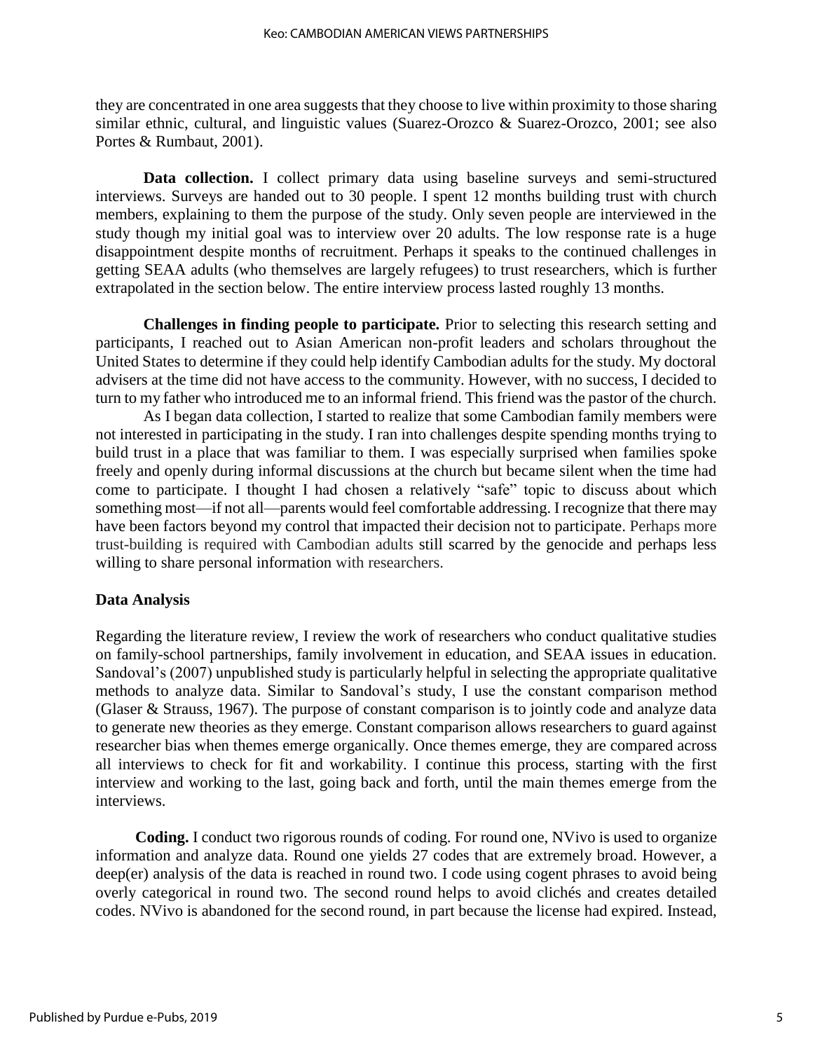they are concentrated in one area suggests that they choose to live within proximity to those sharing similar ethnic, cultural, and linguistic values (Suarez-Orozco & Suarez-Orozco, 2001; see also Portes & Rumbaut, 2001).

**Data collection.** I collect primary data using baseline surveys and semi-structured interviews. Surveys are handed out to 30 people. I spent 12 months building trust with church members, explaining to them the purpose of the study. Only seven people are interviewed in the study though my initial goal was to interview over 20 adults. The low response rate is a huge disappointment despite months of recruitment. Perhaps it speaks to the continued challenges in getting SEAA adults (who themselves are largely refugees) to trust researchers, which is further extrapolated in the section below. The entire interview process lasted roughly 13 months.

**Challenges in finding people to participate.** Prior to selecting this research setting and participants, I reached out to Asian American non-profit leaders and scholars throughout the United States to determine if they could help identify Cambodian adults for the study. My doctoral advisers at the time did not have access to the community. However, with no success, I decided to turn to my father who introduced me to an informal friend. This friend was the pastor of the church.

As I began data collection, I started to realize that some Cambodian family members were not interested in participating in the study. I ran into challenges despite spending months trying to build trust in a place that was familiar to them. I was especially surprised when families spoke freely and openly during informal discussions at the church but became silent when the time had come to participate. I thought I had chosen a relatively "safe" topic to discuss about which something most—if not all—parents would feel comfortable addressing. I recognize that there may have been factors beyond my control that impacted their decision not to participate. Perhaps more trust-building is required with Cambodian adults still scarred by the genocide and perhaps less willing to share personal information with researchers.

## Data Analysis

Regarding the literature review, I review the work of researchers who conduct qualitative studies on family-school partnerships, family involvement in education, and SEAA issues in education. Sandoval's (2007) unpublished study is particularly helpful in selecting the appropriate qualitative methods to analyze data. Similar to Sandoval's study, I use the constant comparison method (Glaser & Strauss, 1967). The purpose of constant comparison is to jointly code and analyze data to generate new theories as they emerge. Constant comparison allows researchers to guard against researcher bias when themes emerge organically. Once themes emerge, they are compared across all interviews to check for fit and workability. I continue this process, starting with the first interview and working to the last, going back and forth, until the main themes emerge from the interviews.

**Coding.** I conduct two rigorous rounds of coding. For round one, NVivo is used to organize information and analyze data. Round one yields 27 codes that are extremely broad. However, a deep(er) analysis of the data is reached in round two. I code using cogent phrases to avoid being overly categorical in round two. The second round helps to avoid clichés and creates detailed codes. NVivo is abandoned for the second round, in part because the license had expired. Instead,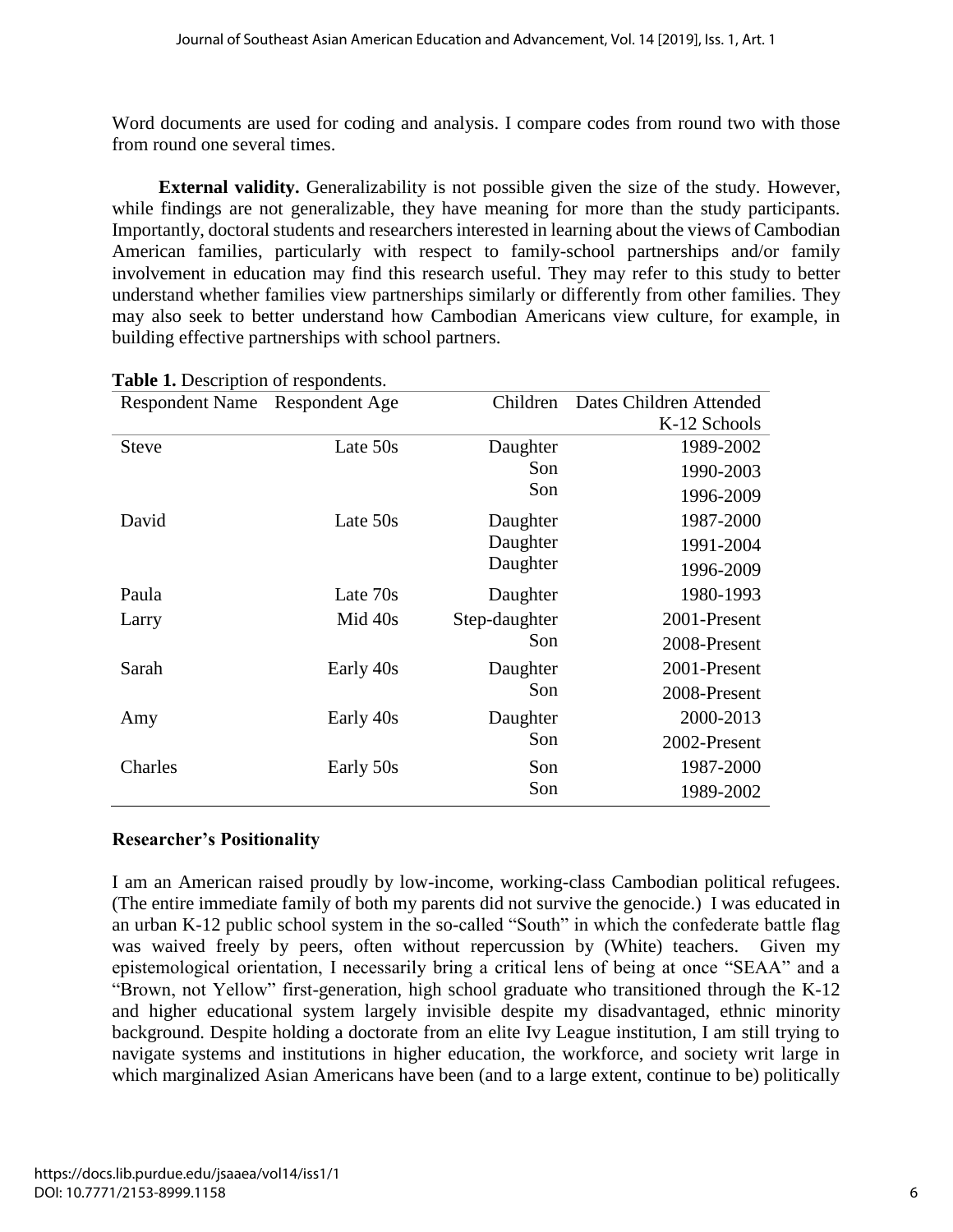Word documents are used for coding and analysis. I compare codes from round two with those from round one several times.

**External validity.** Generalizability is not possible given the size of the study. However, while findings are not generalizable, they have meaning for more than the study participants. Importantly, doctoral students and researchers interested in learning about the views of Cambodian American families, particularly with respect to family-school partnerships and/or family involvement in education may find this research useful. They may refer to this study to better understand whether families view partnerships similarly or differently from other families. They may also seek to better understand how Cambodian Americans view culture, for example, in building effective partnerships with school partners.

**Table 1.** Description of respondents.

| Respondent Name | Respondent Age | Children | Dates Children Attended K-12 Schools |
|---|---|---|---|
| Steve | Late 50s | Daughter | 1989-2002 |
| | | Son | 1990-2003 |
| | | Son | 1996-2009 |
| David | Late 50s | Daughter | 1987-2000 |
| | | Daughter | 1991-2004 |
| | | Daughter | 1996-2009 |
| Paula | Late 70s | Daughter | 1980-1993 |
| Larry | Mid 40s | Step-daughter | 2001-Present |
| | | Son | 2008-Present |
| Sarah | Early 40s | Daughter | 2001-Present |
| | | Son | 2008-Present |
| Amy | Early 40s | Daughter | 2000-2013 |
| | | Son | 2002-Present |
| Charles | Early 50s | Son | 1987-2000 |
| | | Son | 1989-2002 |

## Researcher's Positionality

I am an American raised proudly by low-income, working-class Cambodian political refugees. (The entire immediate family of both my parents did not survive the genocide.) I was educated in an urban K-12 public school system in the so-called "South" in which the confederate battle flag was waived freely by peers, often without repercussion by (White) teachers. Given my epistemological orientation, I necessarily bring a critical lens of being at once "SEAA" and a "Brown, not Yellow" first-generation, high school graduate who transitioned through the K-12 and higher educational system largely invisible despite my disadvantaged, ethnic minority background. Despite holding a doctorate from an elite Ivy League institution, I am still trying to navigate systems and institutions in higher education, the workforce, and society writ large in which marginalized Asian Americans have been (and to a large extent, continue to be) politically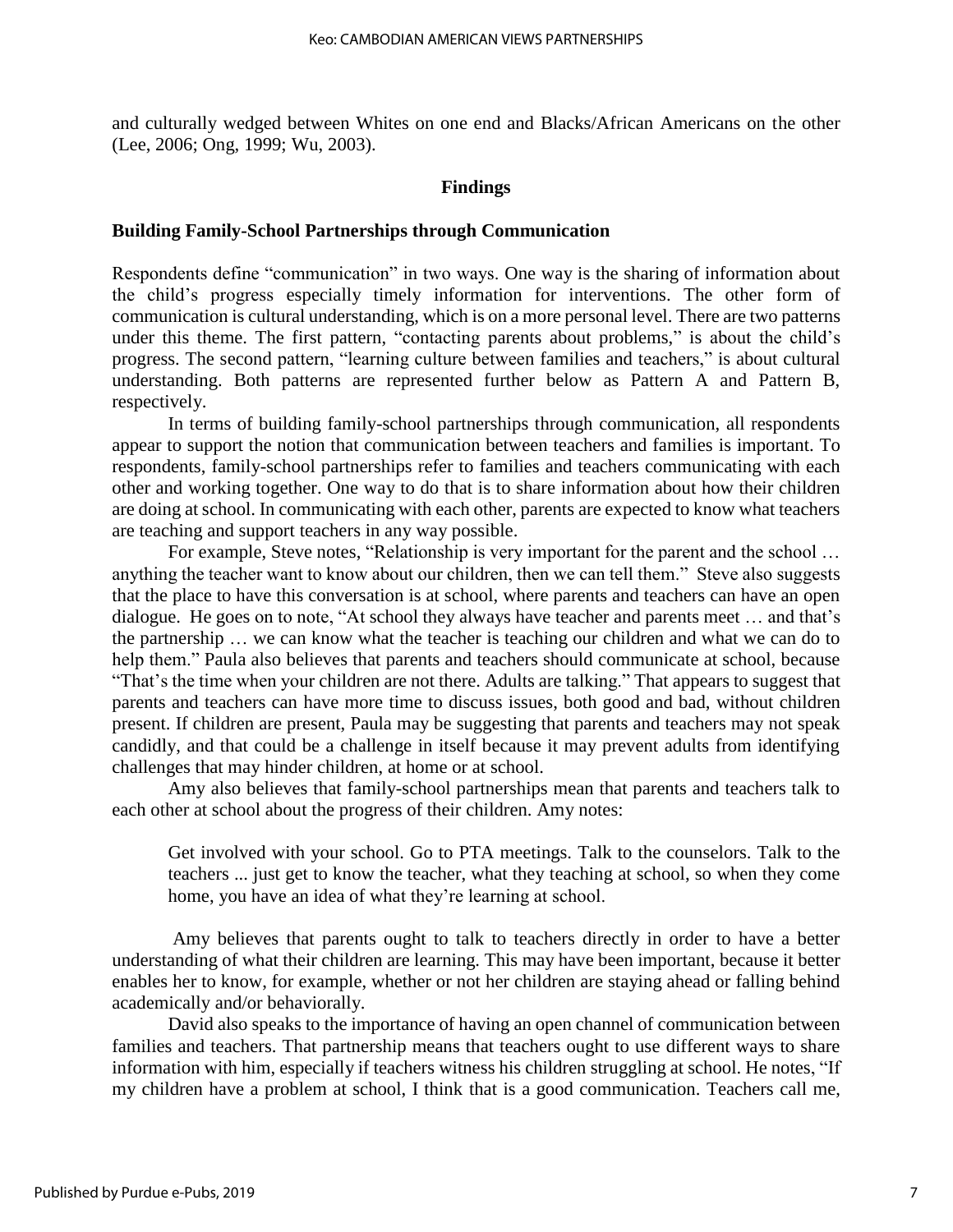and culturally wedged between Whites on one end and Blacks/African Americans on the other (Lee, 2006; Ong, 1999; Wu, 2003).

## Findings

### Building Family-School Partnerships through Communication

Respondents define "communication" in two ways. One way is the sharing of information about the child's progress especially timely information for interventions. The other form of communication is cultural understanding, which is on a more personal level. There are two patterns under this theme. The first pattern, "contacting parents about problems," is about the child's progress. The second pattern, "learning culture between families and teachers," is about cultural understanding. Both patterns are represented further below as Pattern A and Pattern B, respectively.

In terms of building family-school partnerships through communication, all respondents appear to support the notion that communication between teachers and families is important. To respondents, family-school partnerships refer to families and teachers communicating with each other and working together. One way to do that is to share information about how their children are doing at school. In communicating with each other, parents are expected to know what teachers are teaching and support teachers in any way possible.

For example, Steve notes, "Relationship is very important for the parent and the school … anything the teacher want to know about our children, then we can tell them." Steve also suggests that the place to have this conversation is at school, where parents and teachers can have an open dialogue. He goes on to note, "At school they always have teacher and parents meet … and that's the partnership … we can know what the teacher is teaching our children and what we can do to help them." Paula also believes that parents and teachers should communicate at school, because "That's the time when your children are not there. Adults are talking." That appears to suggest that parents and teachers can have more time to discuss issues, both good and bad, without children present. If children are present, Paula may be suggesting that parents and teachers may not speak candidly, and that could be a challenge in itself because it may prevent adults from identifying challenges that may hinder children, at home or at school.

Amy also believes that family-school partnerships mean that parents and teachers talk to each other at school about the progress of their children. Amy notes:

> Get involved with your school. Go to PTA meetings. Talk to the counselors. Talk to the teachers ... just get to know the teacher, what they teaching at school, so when they come home, you have an idea of what they're learning at school.

Amy believes that parents ought to talk to teachers directly in order to have a better understanding of what their children are learning. This may have been important, because it better enables her to know, for example, whether or not her children are staying ahead or falling behind academically and/or behaviorally.

David also speaks to the importance of having an open channel of communication between families and teachers. That partnership means that teachers ought to use different ways to share information with him, especially if teachers witness his children struggling at school. He notes, "If my children have a problem at school, I think that is a good communication. Teachers call me,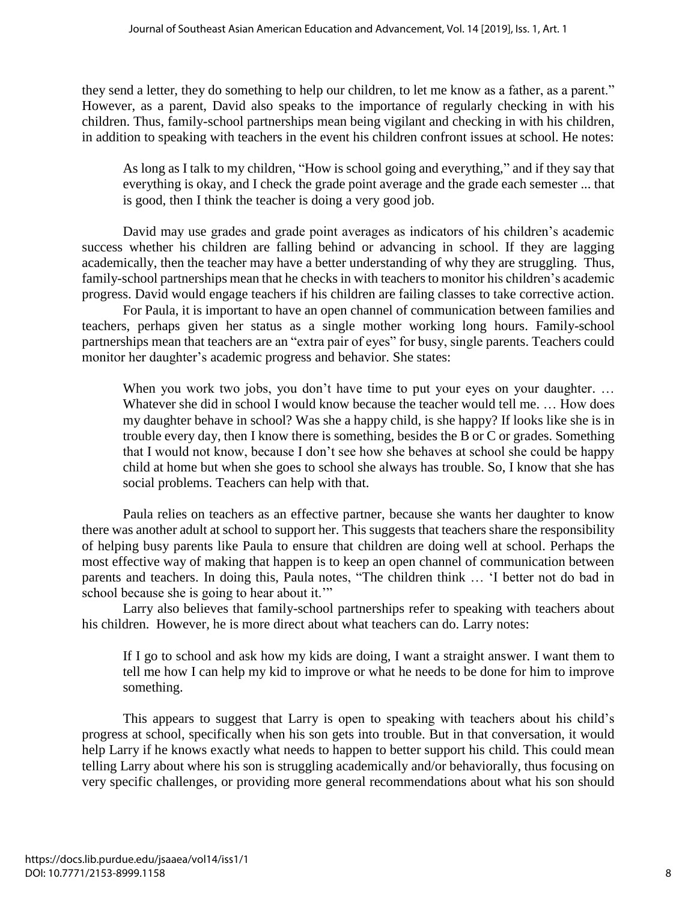they send a letter, they do something to help our children, to let me know as a father, as a parent." However, as a parent, David also speaks to the importance of regularly checking in with his children. Thus, family-school partnerships mean being vigilant and checking in with his children, in addition to speaking with teachers in the event his children confront issues at school. He notes:

> As long as I talk to my children, "How is school going and everything," and if they say that everything is okay, and I check the grade point average and the grade each semester ... that is good, then I think the teacher is doing a very good job.

David may use grades and grade point averages as indicators of his children's academic success whether his children are falling behind or advancing in school. If they are lagging academically, then the teacher may have a better understanding of why they are struggling. Thus, family-school partnerships mean that he checks in with teachers to monitor his children's academic progress. David would engage teachers if his children are failing classes to take corrective action.

For Paula, it is important to have an open channel of communication between families and teachers, perhaps given her status as a single mother working long hours. Family-school partnerships mean that teachers are an "extra pair of eyes" for busy, single parents. Teachers could monitor her daughter's academic progress and behavior. She states:

> When you work two jobs, you don't have time to put your eyes on your daughter. … Whatever she did in school I would know because the teacher would tell me. … How does my daughter behave in school? Was she a happy child, is she happy? If looks like she is in trouble every day, then I know there is something, besides the B or C or grades. Something that I would not know, because I don't see how she behaves at school she could be happy child at home but when she goes to school she always has trouble. So, I know that she has social problems. Teachers can help with that.

Paula relies on teachers as an effective partner, because she wants her daughter to know there was another adult at school to support her. This suggests that teachers share the responsibility of helping busy parents like Paula to ensure that children are doing well at school. Perhaps the most effective way of making that happen is to keep an open channel of communication between parents and teachers. In doing this, Paula notes, "The children think … 'I better not do bad in school because she is going to hear about it.'"

Larry also believes that family-school partnerships refer to speaking with teachers about his children. However, he is more direct about what teachers can do. Larry notes:

> If I go to school and ask how my kids are doing, I want a straight answer. I want them to tell me how I can help my kid to improve or what he needs to be done for him to improve something.

This appears to suggest that Larry is open to speaking with teachers about his child's progress at school, specifically when his son gets into trouble. But in that conversation, it would help Larry if he knows exactly what needs to happen to better support his child. This could mean telling Larry about where his son is struggling academically and/or behaviorally, thus focusing on very specific challenges, or providing more general recommendations about what his son should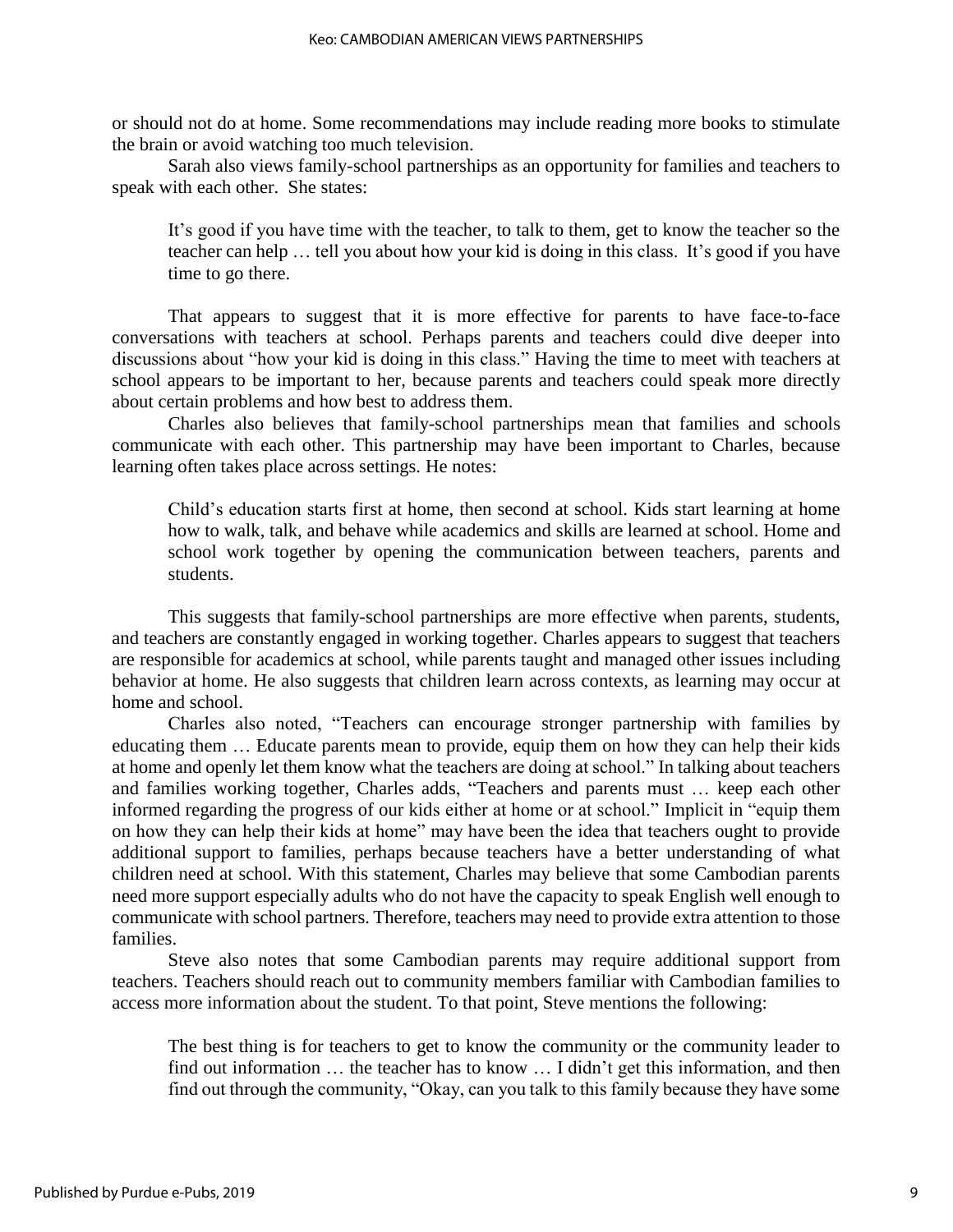or should not do at home. Some recommendations may include reading more books to stimulate the brain or avoid watching too much television.

Sarah also views family-school partnerships as an opportunity for families and teachers to speak with each other. She states:

> It's good if you have time with the teacher, to talk to them, get to know the teacher so the teacher can help … tell you about how your kid is doing in this class. It's good if you have time to go there.

That appears to suggest that it is more effective for parents to have face-to-face conversations with teachers at school. Perhaps parents and teachers could dive deeper into discussions about "how your kid is doing in this class." Having the time to meet with teachers at school appears to be important to her, because parents and teachers could speak more directly about certain problems and how best to address them.

Charles also believes that family-school partnerships mean that families and schools communicate with each other. This partnership may have been important to Charles, because learning often takes place across settings. He notes:

> Child's education starts first at home, then second at school. Kids start learning at home how to walk, talk, and behave while academics and skills are learned at school. Home and school work together by opening the communication between teachers, parents and students.

This suggests that family-school partnerships are more effective when parents, students, and teachers are constantly engaged in working together. Charles appears to suggest that teachers are responsible for academics at school, while parents taught and managed other issues including behavior at home. He also suggests that children learn across contexts, as learning may occur at home and school.

Charles also noted, "Teachers can encourage stronger partnership with families by educating them … Educate parents mean to provide, equip them on how they can help their kids at home and openly let them know what the teachers are doing at school." In talking about teachers and families working together, Charles adds, "Teachers and parents must … keep each other informed regarding the progress of our kids either at home or at school." Implicit in "equip them on how they can help their kids at home" may have been the idea that teachers ought to provide additional support to families, perhaps because teachers have a better understanding of what children need at school. With this statement, Charles may believe that some Cambodian parents need more support especially adults who do not have the capacity to speak English well enough to communicate with school partners. Therefore, teachers may need to provide extra attention to those families.

Steve also notes that some Cambodian parents may require additional support from teachers. Teachers should reach out to community members familiar with Cambodian families to access more information about the student. To that point, Steve mentions the following:

> The best thing is for teachers to get to know the community or the community leader to find out information … the teacher has to know … I didn't get this information, and then find out through the community, "Okay, can you talk to this family because they have some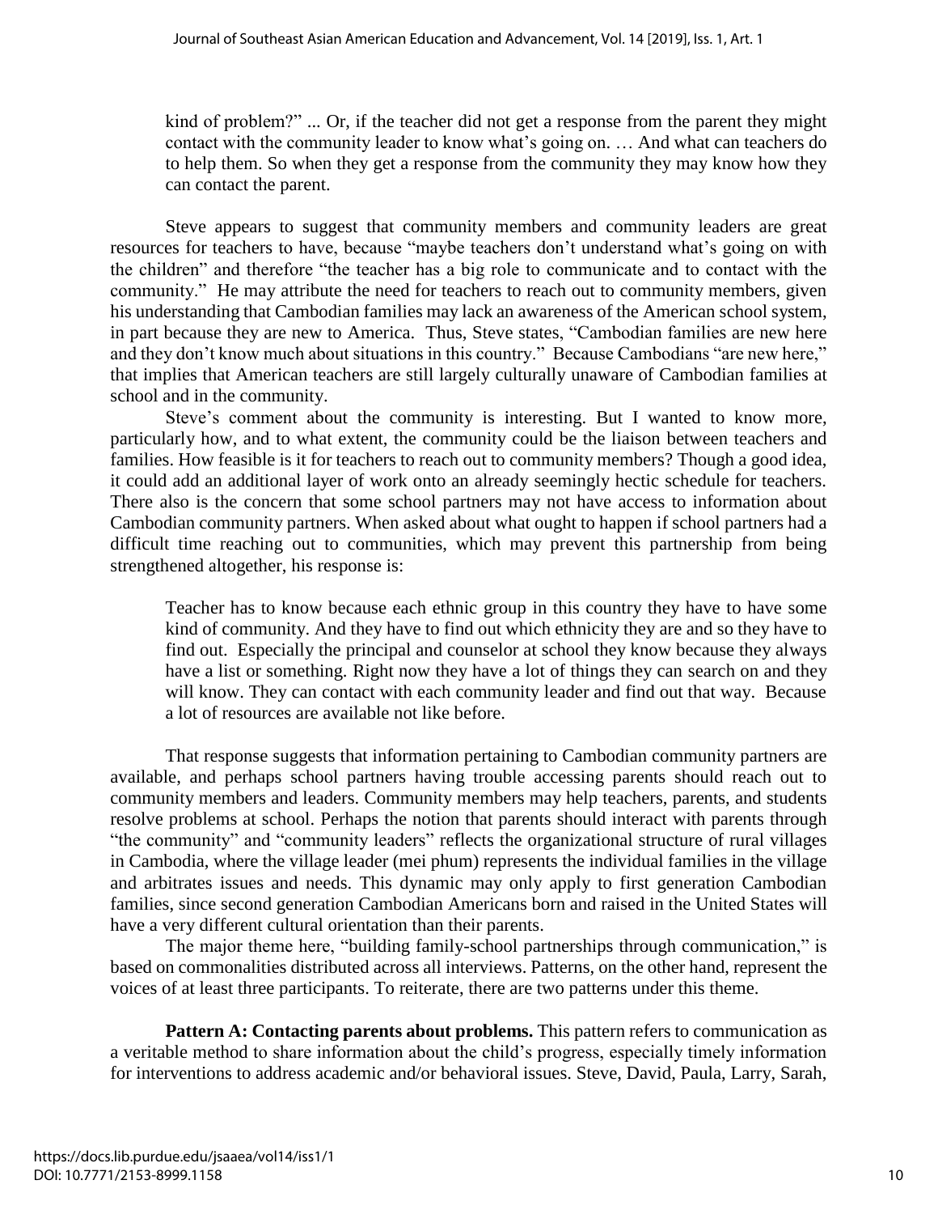> kind of problem?" ... Or, if the teacher did not get a response from the parent they might contact with the community leader to know what's going on. … And what can teachers do to help them. So when they get a response from the community they may know how they can contact the parent.

Steve appears to suggest that community members and community leaders are great resources for teachers to have, because "maybe teachers don't understand what's going on with the children" and therefore "the teacher has a big role to communicate and to contact with the community." He may attribute the need for teachers to reach out to community members, given his understanding that Cambodian families may lack an awareness of the American school system, in part because they are new to America. Thus, Steve states, "Cambodian families are new here and they don't know much about situations in this country." Because Cambodians "are new here," that implies that American teachers are still largely culturally unaware of Cambodian families at school and in the community.

Steve's comment about the community is interesting. But I wanted to know more, particularly how, and to what extent, the community could be the liaison between teachers and families. How feasible is it for teachers to reach out to community members? Though a good idea, it could add an additional layer of work onto an already seemingly hectic schedule for teachers. There also is the concern that some school partners may not have access to information about Cambodian community partners. When asked about what ought to happen if school partners had a difficult time reaching out to communities, which may prevent this partnership from being strengthened altogether, his response is:

> Teacher has to know because each ethnic group in this country they have to have some kind of community. And they have to find out which ethnicity they are and so they have to find out. Especially the principal and counselor at school they know because they always have a list or something. Right now they have a lot of things they can search on and they will know. They can contact with each community leader and find out that way. Because a lot of resources are available not like before.

That response suggests that information pertaining to Cambodian community partners are available, and perhaps school partners having trouble accessing parents should reach out to community members and leaders. Community members may help teachers, parents, and students resolve problems at school. Perhaps the notion that parents should interact with parents through "the community" and "community leaders" reflects the organizational structure of rural villages in Cambodia, where the village leader (mei phum) represents the individual families in the village and arbitrates issues and needs. This dynamic may only apply to first generation Cambodian families, since second generation Cambodian Americans born and raised in the United States will have a very different cultural orientation than their parents.

The major theme here, "building family-school partnerships through communication," is based on commonalities distributed across all interviews. Patterns, on the other hand, represent the voices of at least three participants. To reiterate, there are two patterns under this theme.

**Pattern A: Contacting parents about problems.** This pattern refers to communication as a veritable method to share information about the child's progress, especially timely information for interventions to address academic and/or behavioral issues. Steve, David, Paula, Larry, Sarah,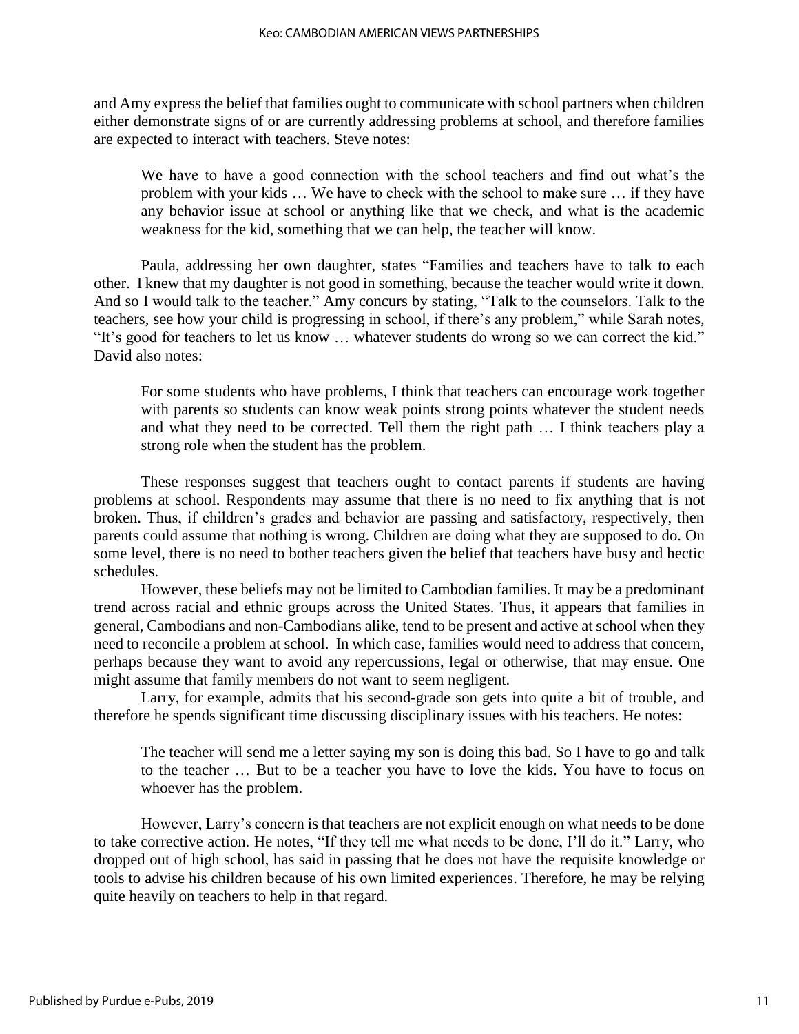and Amy express the belief that families ought to communicate with school partners when children either demonstrate signs of or are currently addressing problems at school, and therefore families are expected to interact with teachers. Steve notes:

> We have to have a good connection with the school teachers and find out what's the problem with your kids … We have to check with the school to make sure … if they have any behavior issue at school or anything like that we check, and what is the academic weakness for the kid, something that we can help, the teacher will know.

Paula, addressing her own daughter, states "Families and teachers have to talk to each other. I knew that my daughter is not good in something, because the teacher would write it down. And so I would talk to the teacher." Amy concurs by stating, "Talk to the counselors. Talk to the teachers, see how your child is progressing in school, if there's any problem," while Sarah notes, "It's good for teachers to let us know … whatever students do wrong so we can correct the kid." David also notes:

> For some students who have problems, I think that teachers can encourage work together with parents so students can know weak points strong points whatever the student needs and what they need to be corrected. Tell them the right path … I think teachers play a strong role when the student has the problem.

These responses suggest that teachers ought to contact parents if students are having problems at school. Respondents may assume that there is no need to fix anything that is not broken. Thus, if children's grades and behavior are passing and satisfactory, respectively, then parents could assume that nothing is wrong. Children are doing what they are supposed to do. On some level, there is no need to bother teachers given the belief that teachers have busy and hectic schedules.

However, these beliefs may not be limited to Cambodian families. It may be a predominant trend across racial and ethnic groups across the United States. Thus, it appears that families in general, Cambodians and non-Cambodians alike, tend to be present and active at school when they need to reconcile a problem at school. In which case, families would need to address that concern, perhaps because they want to avoid any repercussions, legal or otherwise, that may ensue. One might assume that family members do not want to seem negligent.

Larry, for example, admits that his second-grade son gets into quite a bit of trouble, and therefore he spends significant time discussing disciplinary issues with his teachers. He notes:

> The teacher will send me a letter saying my son is doing this bad. So I have to go and talk to the teacher … But to be a teacher you have to love the kids. You have to focus on whoever has the problem.

However, Larry's concern is that teachers are not explicit enough on what needs to be done to take corrective action. He notes, "If they tell me what needs to be done, I'll do it." Larry, who dropped out of high school, has said in passing that he does not have the requisite knowledge or tools to advise his children because of his own limited experiences. Therefore, he may be relying quite heavily on teachers to help in that regard.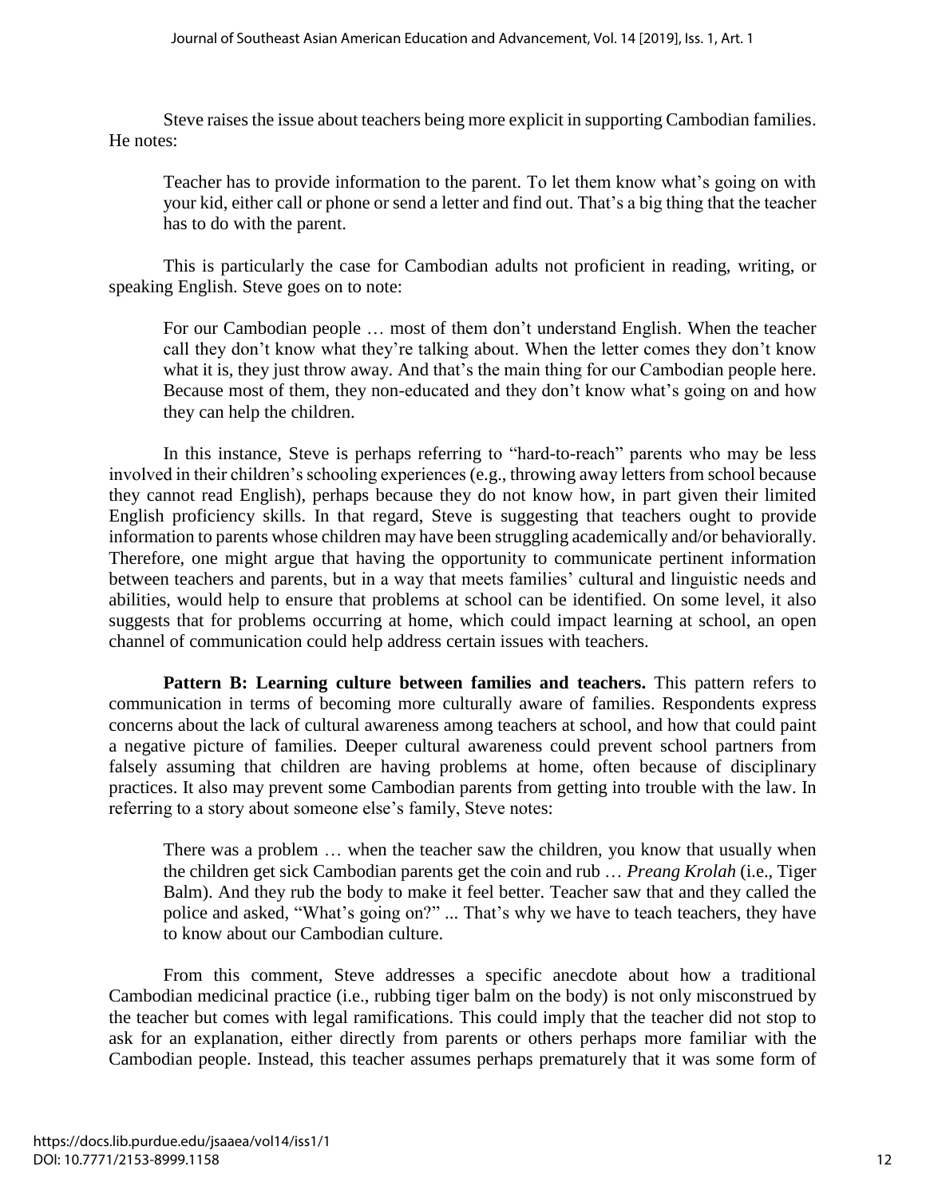Steve raises the issue about teachers being more explicit in supporting Cambodian families. He notes:

> Teacher has to provide information to the parent. To let them know what's going on with your kid, either call or phone or send a letter and find out. That's a big thing that the teacher has to do with the parent.

This is particularly the case for Cambodian adults not proficient in reading, writing, or speaking English. Steve goes on to note:

> For our Cambodian people … most of them don't understand English. When the teacher call they don't know what they're talking about. When the letter comes they don't know what it is, they just throw away. And that's the main thing for our Cambodian people here. Because most of them, they non-educated and they don't know what's going on and how they can help the children.

In this instance, Steve is perhaps referring to "hard-to-reach" parents who may be less involved in their children's schooling experiences (e.g., throwing away letters from school because they cannot read English), perhaps because they do not know how, in part given their limited English proficiency skills. In that regard, Steve is suggesting that teachers ought to provide information to parents whose children may have been struggling academically and/or behaviorally. Therefore, one might argue that having the opportunity to communicate pertinent information between teachers and parents, but in a way that meets families' cultural and linguistic needs and abilities, would help to ensure that problems at school can be identified. On some level, it also suggests that for problems occurring at home, which could impact learning at school, an open channel of communication could help address certain issues with teachers.

**Pattern B: Learning culture between families and teachers.** This pattern refers to communication in terms of becoming more culturally aware of families. Respondents express concerns about the lack of cultural awareness among teachers at school, and how that could paint a negative picture of families. Deeper cultural awareness could prevent school partners from falsely assuming that children are having problems at home, often because of disciplinary practices. It also may prevent some Cambodian parents from getting into trouble with the law. In referring to a story about someone else's family, Steve notes:

> There was a problem … when the teacher saw the children, you know that usually when the children get sick Cambodian parents get the coin and rub … *Preang Krolah* (i.e., Tiger Balm). And they rub the body to make it feel better. Teacher saw that and they called the police and asked, "What's going on?" ... That's why we have to teach teachers, they have to know about our Cambodian culture.

From this comment, Steve addresses a specific anecdote about how a traditional Cambodian medicinal practice (i.e., rubbing tiger balm on the body) is not only misconstrued by the teacher but comes with legal ramifications. This could imply that the teacher did not stop to ask for an explanation, either directly from parents or others perhaps more familiar with the Cambodian people. Instead, this teacher assumes perhaps prematurely that it was some form of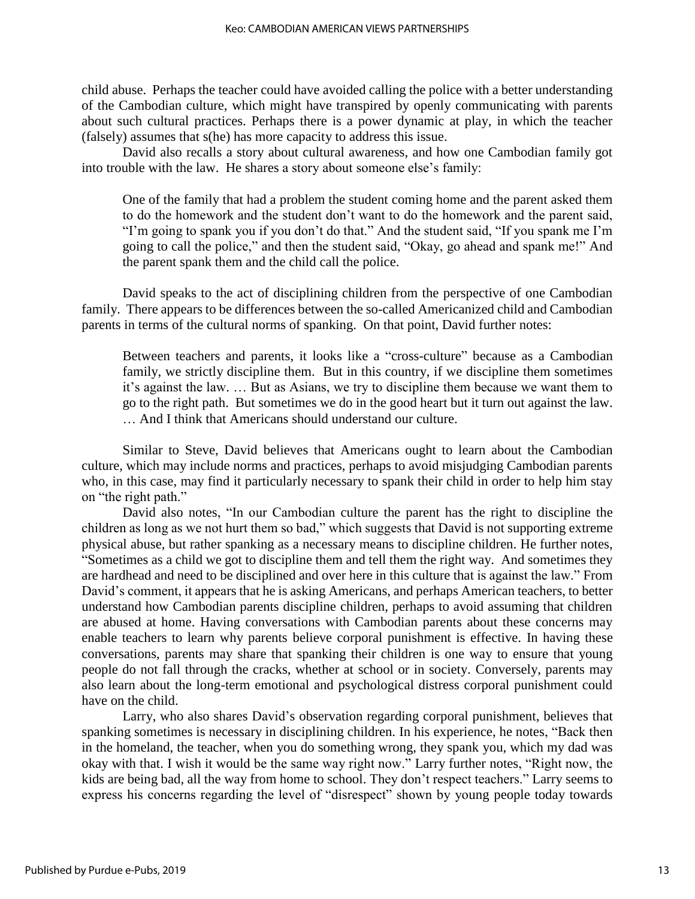child abuse. Perhaps the teacher could have avoided calling the police with a better understanding of the Cambodian culture, which might have transpired by openly communicating with parents about such cultural practices. Perhaps there is a power dynamic at play, in which the teacher (falsely) assumes that s(he) has more capacity to address this issue.

David also recalls a story about cultural awareness, and how one Cambodian family got into trouble with the law. He shares a story about someone else's family:

> One of the family that had a problem the student coming home and the parent asked them to do the homework and the student don't want to do the homework and the parent said, "I'm going to spank you if you don't do that." And the student said, "If you spank me I'm going to call the police," and then the student said, "Okay, go ahead and spank me!" And the parent spank them and the child call the police.

David speaks to the act of disciplining children from the perspective of one Cambodian family. There appears to be differences between the so-called Americanized child and Cambodian parents in terms of the cultural norms of spanking. On that point, David further notes:

> Between teachers and parents, it looks like a "cross-culture" because as a Cambodian family, we strictly discipline them. But in this country, if we discipline them sometimes it's against the law. … But as Asians, we try to discipline them because we want them to go to the right path. But sometimes we do in the good heart but it turn out against the law. … And I think that Americans should understand our culture.

Similar to Steve, David believes that Americans ought to learn about the Cambodian culture, which may include norms and practices, perhaps to avoid misjudging Cambodian parents who, in this case, may find it particularly necessary to spank their child in order to help him stay on "the right path."

David also notes, "In our Cambodian culture the parent has the right to discipline the children as long as we not hurt them so bad," which suggests that David is not supporting extreme physical abuse, but rather spanking as a necessary means to discipline children. He further notes, "Sometimes as a child we got to discipline them and tell them the right way. And sometimes they are hardhead and need to be disciplined and over here in this culture that is against the law." From David's comment, it appears that he is asking Americans, and perhaps American teachers, to better understand how Cambodian parents discipline children, perhaps to avoid assuming that children are abused at home. Having conversations with Cambodian parents about these concerns may enable teachers to learn why parents believe corporal punishment is effective. In having these conversations, parents may share that spanking their children is one way to ensure that young people do not fall through the cracks, whether at school or in society. Conversely, parents may also learn about the long-term emotional and psychological distress corporal punishment could have on the child.

Larry, who also shares David's observation regarding corporal punishment, believes that spanking sometimes is necessary in disciplining children. In his experience, he notes, "Back then in the homeland, the teacher, when you do something wrong, they spank you, which my dad was okay with that. I wish it would be the same way right now." Larry further notes, "Right now, the kids are being bad, all the way from home to school. They don't respect teachers." Larry seems to express his concerns regarding the level of "disrespect" shown by young people today towards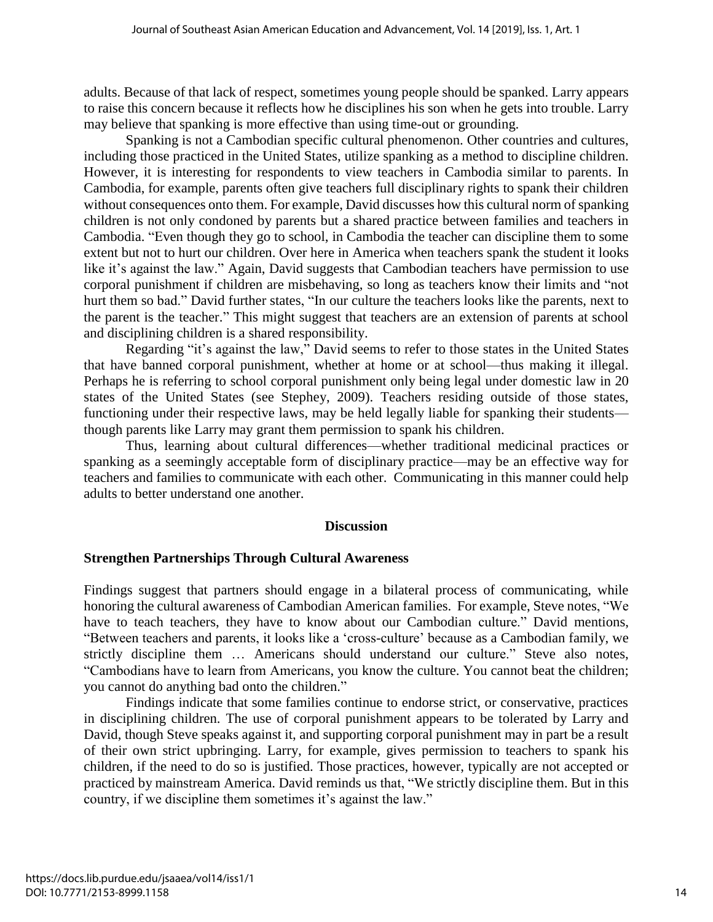adults. Because of that lack of respect, sometimes young people should be spanked. Larry appears to raise this concern because it reflects how he disciplines his son when he gets into trouble. Larry may believe that spanking is more effective than using time-out or grounding.

Spanking is not a Cambodian specific cultural phenomenon. Other countries and cultures, including those practiced in the United States, utilize spanking as a method to discipline children. However, it is interesting for respondents to view teachers in Cambodia similar to parents. In Cambodia, for example, parents often give teachers full disciplinary rights to spank their children without consequences onto them. For example, David discusses how this cultural norm of spanking children is not only condoned by parents but a shared practice between families and teachers in Cambodia. "Even though they go to school, in Cambodia the teacher can discipline them to some extent but not to hurt our children. Over here in America when teachers spank the student it looks like it's against the law." Again, David suggests that Cambodian teachers have permission to use corporal punishment if children are misbehaving, so long as teachers know their limits and "not hurt them so bad." David further states, "In our culture the teachers looks like the parents, next to the parent is the teacher." This might suggest that teachers are an extension of parents at school and disciplining children is a shared responsibility.

Regarding "it's against the law," David seems to refer to those states in the United States that have banned corporal punishment, whether at home or at school—thus making it illegal. Perhaps he is referring to school corporal punishment only being legal under domestic law in 20 states of the United States (see Stephey, 2009). Teachers residing outside of those states, functioning under their respective laws, may be held legally liable for spanking their students—though parents like Larry may grant them permission to spank his children.

Thus, learning about cultural differences—whether traditional medicinal practices or spanking as a seemingly acceptable form of disciplinary practice—may be an effective way for teachers and families to communicate with each other. Communicating in this manner could help adults to better understand one another.

## Discussion

### Strengthen Partnerships Through Cultural Awareness

Findings suggest that partners should engage in a bilateral process of communicating, while honoring the cultural awareness of Cambodian American families. For example, Steve notes, "We have to teach teachers, they have to know about our Cambodian culture." David mentions, "Between teachers and parents, it looks like a 'cross-culture' because as a Cambodian family, we strictly discipline them … Americans should understand our culture." Steve also notes, "Cambodians have to learn from Americans, you know the culture. You cannot beat the children; you cannot do anything bad onto the children."

Findings indicate that some families continue to endorse strict, or conservative, practices in disciplining children. The use of corporal punishment appears to be tolerated by Larry and David, though Steve speaks against it, and supporting corporal punishment may in part be a result of their own strict upbringing. Larry, for example, gives permission to teachers to spank his children, if the need to do so is justified. Those practices, however, typically are not accepted or practiced by mainstream America. David reminds us that, "We strictly discipline them. But in this country, if we discipline them sometimes it's against the law."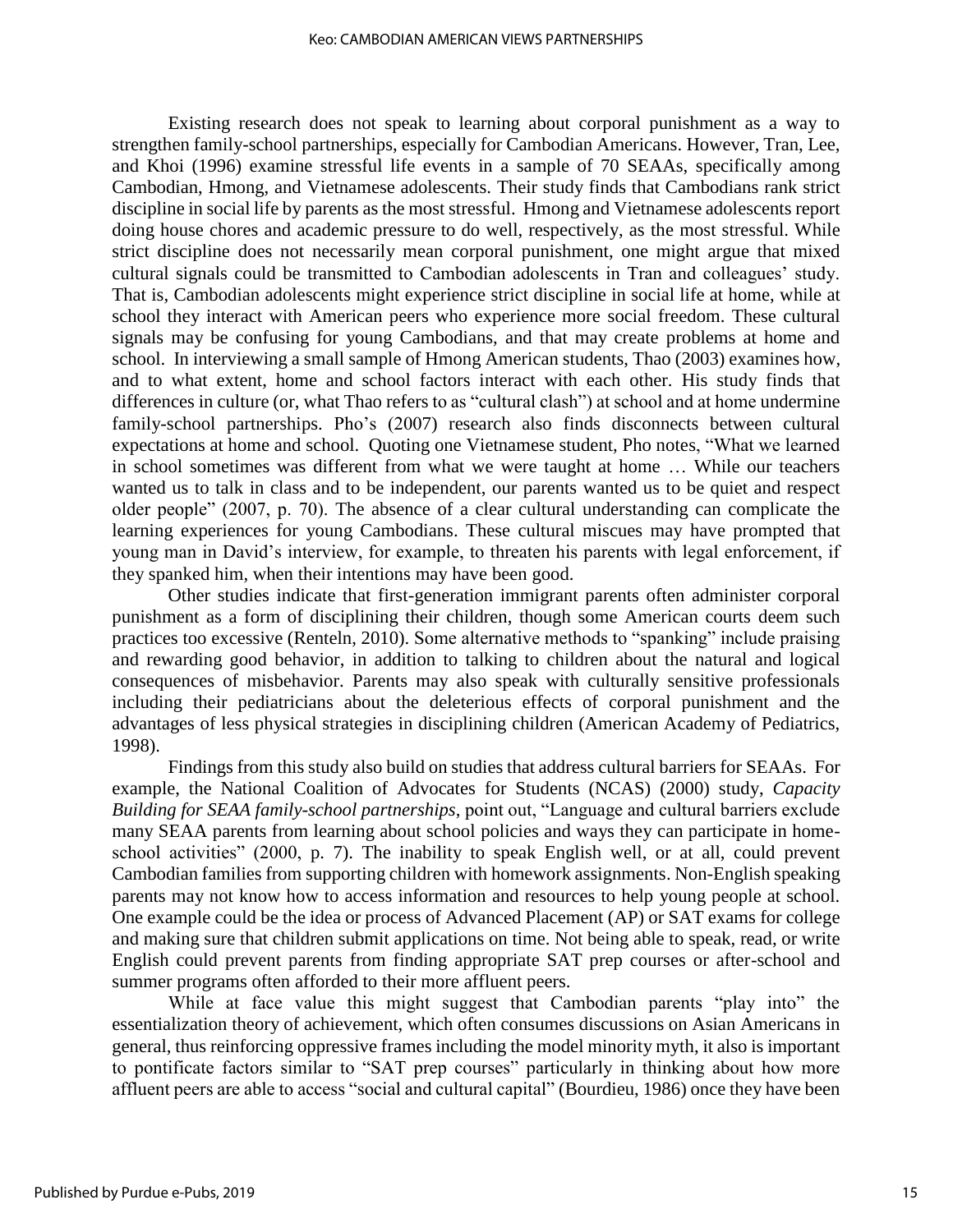Existing research does not speak to learning about corporal punishment as a way to strengthen family-school partnerships, especially for Cambodian Americans. However, Tran, Lee, and Khoi (1996) examine stressful life events in a sample of 70 SEAAs, specifically among Cambodian, Hmong, and Vietnamese adolescents. Their study finds that Cambodians rank strict discipline in social life by parents as the most stressful. Hmong and Vietnamese adolescents report doing house chores and academic pressure to do well, respectively, as the most stressful. While strict discipline does not necessarily mean corporal punishment, one might argue that mixed cultural signals could be transmitted to Cambodian adolescents in Tran and colleagues' study. That is, Cambodian adolescents might experience strict discipline in social life at home, while at school they interact with American peers who experience more social freedom. These cultural signals may be confusing for young Cambodians, and that may create problems at home and school. In interviewing a small sample of Hmong American students, Thao (2003) examines how, and to what extent, home and school factors interact with each other. His study finds that differences in culture (or, what Thao refers to as "cultural clash") at school and at home undermine family-school partnerships. Pho's (2007) research also finds disconnects between cultural expectations at home and school. Quoting one Vietnamese student, Pho notes, "What we learned in school sometimes was different from what we were taught at home … While our teachers wanted us to talk in class and to be independent, our parents wanted us to be quiet and respect older people" (2007, p. 70). The absence of a clear cultural understanding can complicate the learning experiences for young Cambodians. These cultural miscues may have prompted that young man in David's interview, for example, to threaten his parents with legal enforcement, if they spanked him, when their intentions may have been good.

Other studies indicate that first-generation immigrant parents often administer corporal punishment as a form of disciplining their children, though some American courts deem such practices too excessive (Renteln, 2010). Some alternative methods to "spanking" include praising and rewarding good behavior, in addition to talking to children about the natural and logical consequences of misbehavior. Parents may also speak with culturally sensitive professionals including their pediatricians about the deleterious effects of corporal punishment and the advantages of less physical strategies in disciplining children (American Academy of Pediatrics, 1998).

Findings from this study also build on studies that address cultural barriers for SEAAs. For example, the National Coalition of Advocates for Students (NCAS) (2000) study, *Capacity Building for SEAA family-school partnerships*, point out, "Language and cultural barriers exclude many SEAA parents from learning about school policies and ways they can participate in home-school activities" (2000, p. 7). The inability to speak English well, or at all, could prevent Cambodian families from supporting children with homework assignments. Non-English speaking parents may not know how to access information and resources to help young people at school. One example could be the idea or process of Advanced Placement (AP) or SAT exams for college and making sure that children submit applications on time. Not being able to speak, read, or write English could prevent parents from finding appropriate SAT prep courses or after-school and summer programs often afforded to their more affluent peers.

While at face value this might suggest that Cambodian parents "play into" the essentialization theory of achievement, which often consumes discussions on Asian Americans in general, thus reinforcing oppressive frames including the model minority myth, it also is important to pontificate factors similar to "SAT prep courses" particularly in thinking about how more affluent peers are able to access "social and cultural capital" (Bourdieu, 1986) once they have been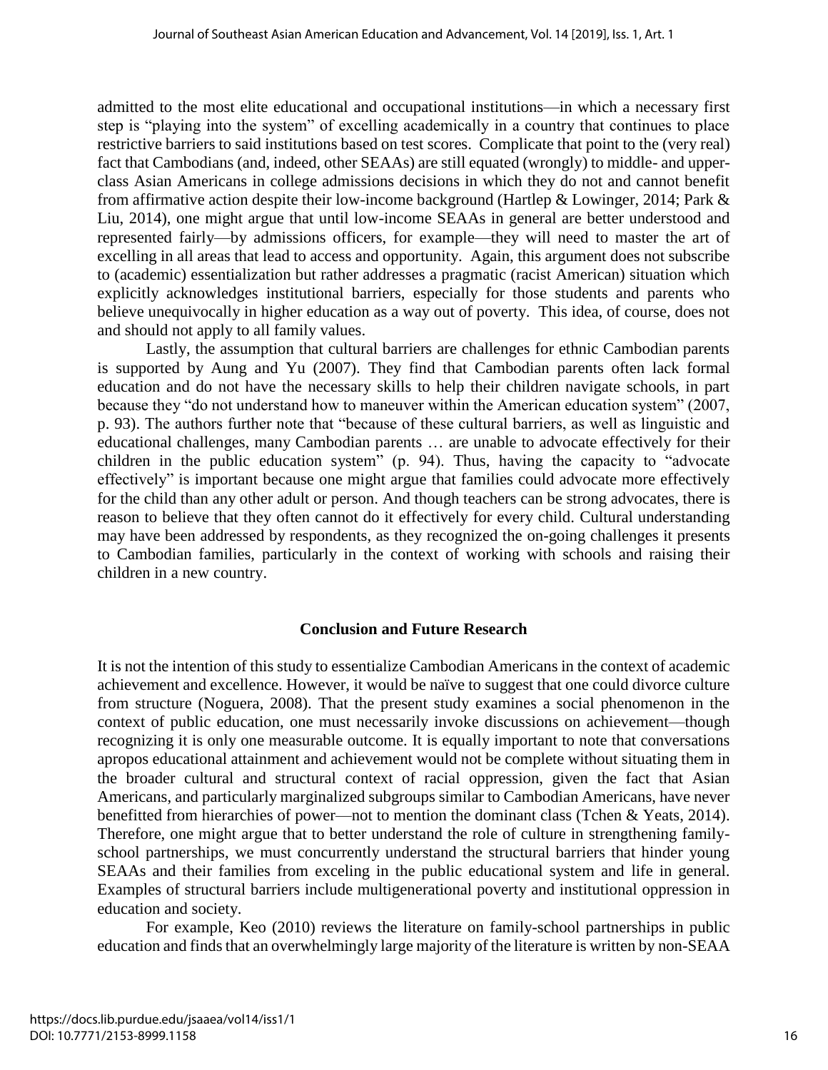admitted to the most elite educational and occupational institutions—in which a necessary first step is "playing into the system" of excelling academically in a country that continues to place restrictive barriers to said institutions based on test scores. Complicate that point to the (very real) fact that Cambodians (and, indeed, other SEAAs) are still equated (wrongly) to middle- and upper-class Asian Americans in college admissions decisions in which they do not and cannot benefit from affirmative action despite their low-income background (Hartlep & Lowinger, 2014; Park & Liu, 2014), one might argue that until low-income SEAAs in general are better understood and represented fairly—by admissions officers, for example—they will need to master the art of excelling in all areas that lead to access and opportunity. Again, this argument does not subscribe to (academic) essentialization but rather addresses a pragmatic (racist American) situation which explicitly acknowledges institutional barriers, especially for those students and parents who believe unequivocally in higher education as a way out of poverty. This idea, of course, does not and should not apply to all family values.

Lastly, the assumption that cultural barriers are challenges for ethnic Cambodian parents is supported by Aung and Yu (2007). They find that Cambodian parents often lack formal education and do not have the necessary skills to help their children navigate schools, in part because they "do not understand how to maneuver within the American education system" (2007, p. 93). The authors further note that "because of these cultural barriers, as well as linguistic and educational challenges, many Cambodian parents … are unable to advocate effectively for their children in the public education system" (p. 94). Thus, having the capacity to "advocate effectively" is important because one might argue that families could advocate more effectively for the child than any other adult or person. And though teachers can be strong advocates, there is reason to believe that they often cannot do it effectively for every child. Cultural understanding may have been addressed by respondents, as they recognized the on-going challenges it presents to Cambodian families, particularly in the context of working with schools and raising their children in a new country.

## Conclusion and Future Research

It is not the intention of this study to essentialize Cambodian Americans in the context of academic achievement and excellence. However, it would be naïve to suggest that one could divorce culture from structure (Noguera, 2008). That the present study examines a social phenomenon in the context of public education, one must necessarily invoke discussions on achievement—though recognizing it is only one measurable outcome. It is equally important to note that conversations apropos educational attainment and achievement would not be complete without situating them in the broader cultural and structural context of racial oppression, given the fact that Asian Americans, and particularly marginalized subgroups similar to Cambodian Americans, have never benefitted from hierarchies of power—not to mention the dominant class (Tchen & Yeats, 2014). Therefore, one might argue that to better understand the role of culture in strengthening family-school partnerships, we must concurrently understand the structural barriers that hinder young SEAAs and their families from exceling in the public educational system and life in general. Examples of structural barriers include multigenerational poverty and institutional oppression in education and society.

For example, Keo (2010) reviews the literature on family-school partnerships in public education and finds that an overwhelmingly large majority of the literature is written by non-SEAA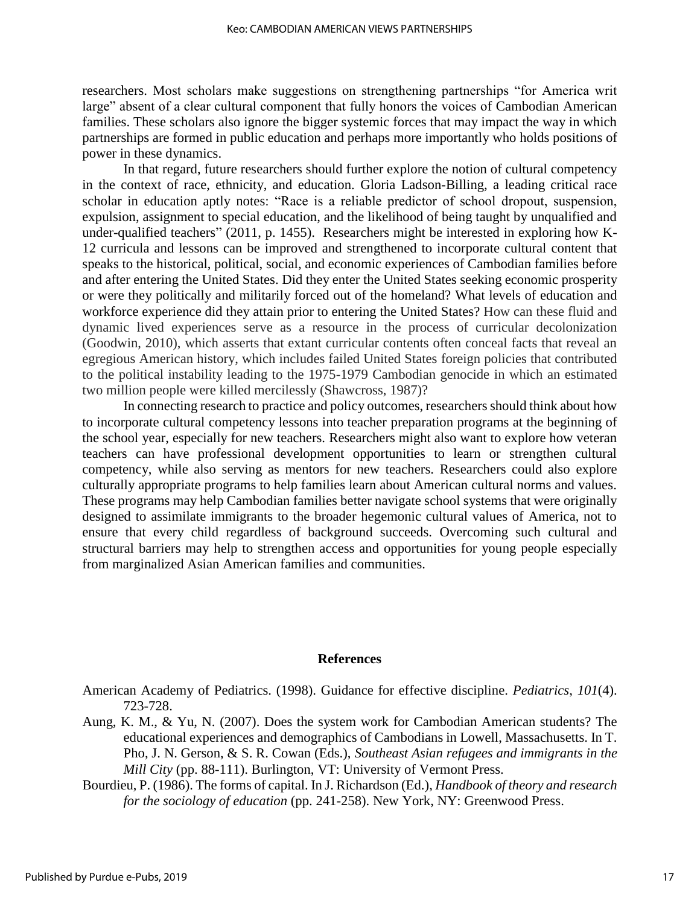researchers. Most scholars make suggestions on strengthening partnerships "for America writ large" absent of a clear cultural component that fully honors the voices of Cambodian American families. These scholars also ignore the bigger systemic forces that may impact the way in which partnerships are formed in public education and perhaps more importantly who holds positions of power in these dynamics.

In that regard, future researchers should further explore the notion of cultural competency in the context of race, ethnicity, and education. Gloria Ladson-Billing, a leading critical race scholar in education aptly notes: "Race is a reliable predictor of school dropout, suspension, expulsion, assignment to special education, and the likelihood of being taught by unqualified and under-qualified teachers" (2011, p. 1455). Researchers might be interested in exploring how K-12 curricula and lessons can be improved and strengthened to incorporate cultural content that speaks to the historical, political, social, and economic experiences of Cambodian families before and after entering the United States. Did they enter the United States seeking economic prosperity or were they politically and militarily forced out of the homeland? What levels of education and workforce experience did they attain prior to entering the United States? How can these fluid and dynamic lived experiences serve as a resource in the process of curricular decolonization (Goodwin, 2010), which asserts that extant curricular contents often conceal facts that reveal an egregious American history, which includes failed United States foreign policies that contributed to the political instability leading to the 1975-1979 Cambodian genocide in which an estimated two million people were killed mercilessly (Shawcross, 1987)?

In connecting research to practice and policy outcomes, researchers should think about how to incorporate cultural competency lessons into teacher preparation programs at the beginning of the school year, especially for new teachers. Researchers might also want to explore how veteran teachers can have professional development opportunities to learn or strengthen cultural competency, while also serving as mentors for new teachers. Researchers could also explore culturally appropriate programs to help families learn about American cultural norms and values. These programs may help Cambodian families better navigate school systems that were originally designed to assimilate immigrants to the broader hegemonic cultural values of America, not to ensure that every child regardless of background succeeds. Overcoming such cultural and structural barriers may help to strengthen access and opportunities for young people especially from marginalized Asian American families and communities.

## References

American Academy of Pediatrics. (1998). Guidance for effective discipline. *Pediatrics*, *101*(4). 723-728.

Aung, K. M., & Yu, N. (2007). Does the system work for Cambodian American students? The educational experiences and demographics of Cambodians in Lowell, Massachusetts. In T. Pho, J. N. Gerson, & S. R. Cowan (Eds.), *Southeast Asian refugees and immigrants in the Mill City* (pp. 88-111). Burlington, VT: University of Vermont Press.

Bourdieu, P. (1986). The forms of capital. In J. Richardson (Ed.), *Handbook of theory and research for the sociology of education* (pp. 241-258). New York, NY: Greenwood Press.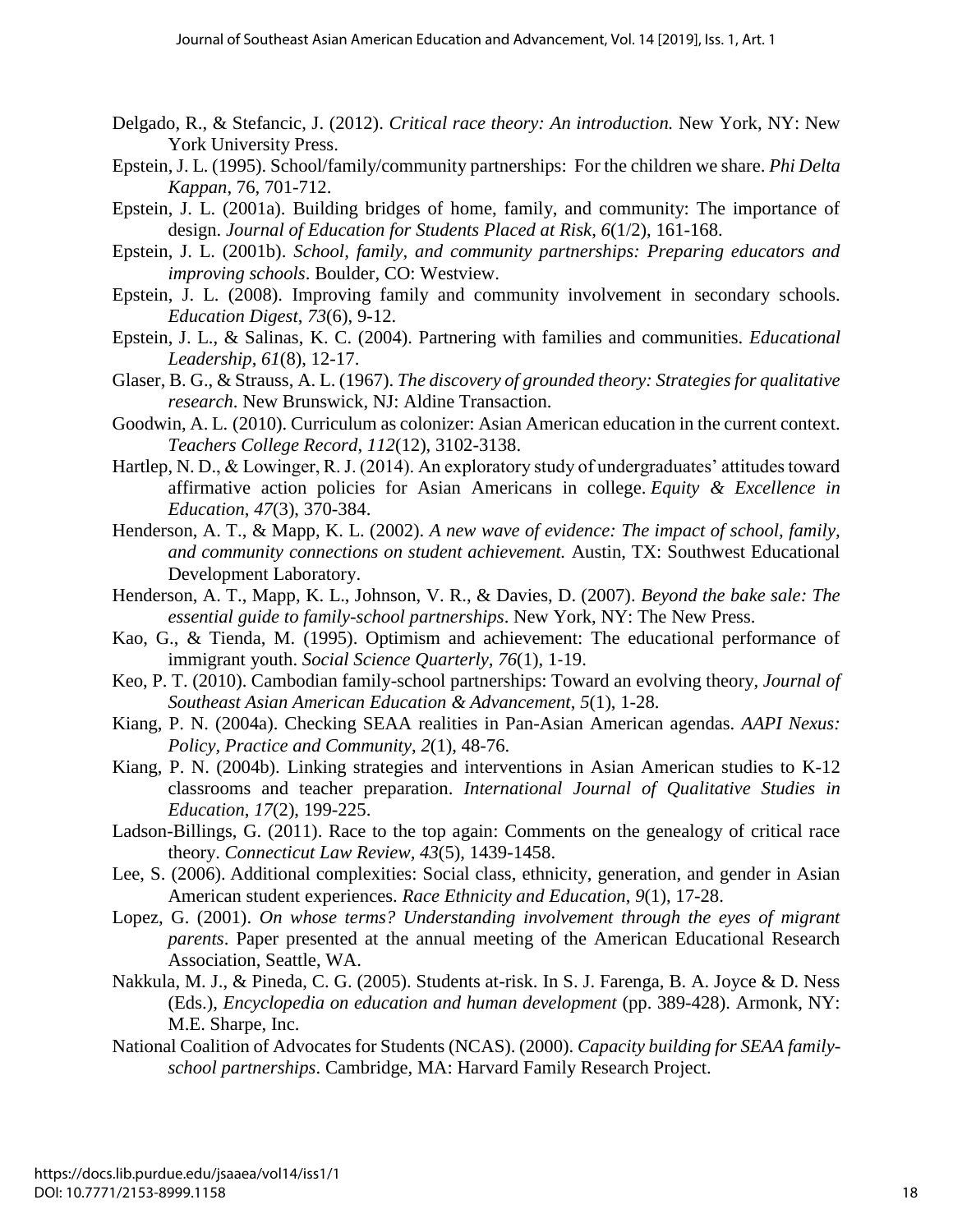Delgado, R., & Stefancic, J. (2012). *Critical race theory: An introduction.* New York, NY: New York University Press.

Epstein, J. L. (1995). School/family/community partnerships: For the children we share. *Phi Delta Kappan*, 76, 701-712.

Epstein, J. L. (2001a). Building bridges of home, family, and community: The importance of design. *Journal of Education for Students Placed at Risk*, *6*(1/2), 161-168.

Epstein, J. L. (2001b). *School, family, and community partnerships: Preparing educators and improving schools*. Boulder, CO: Westview.

Epstein, J. L. (2008). Improving family and community involvement in secondary schools. *Education Digest*, *73*(6), 9-12.

Epstein, J. L., & Salinas, K. C. (2004). Partnering with families and communities. *Educational Leadership*, *61*(8), 12-17.

Glaser, B. G., & Strauss, A. L. (1967). *The discovery of grounded theory: Strategies for qualitative research*. New Brunswick, NJ: Aldine Transaction.

Goodwin, A. L. (2010). Curriculum as colonizer: Asian American education in the current context. *Teachers College Record*, *112*(12), 3102-3138.

Hartlep, N. D., & Lowinger, R. J. (2014). An exploratory study of undergraduates' attitudes toward affirmative action policies for Asian Americans in college. *Equity & Excellence in Education*, *47*(3), 370-384.

Henderson, A. T., & Mapp, K. L. (2002). *A new wave of evidence: The impact of school, family, and community connections on student achievement.* Austin, TX: Southwest Educational Development Laboratory.

Henderson, A. T., Mapp, K. L., Johnson, V. R., & Davies, D. (2007). *Beyond the bake sale: The essential guide to family-school partnerships*. New York, NY: The New Press.

Kao, G., & Tienda, M. (1995). Optimism and achievement: The educational performance of immigrant youth. *Social Science Quarterly*, *76*(1), 1-19.

Keo, P. T. (2010). Cambodian family-school partnerships: Toward an evolving theory, *Journal of Southeast Asian American Education & Advancement*, *5*(1), 1-28.

Kiang, P. N. (2004a). Checking SEAA realities in Pan-Asian American agendas. *AAPI Nexus: Policy, Practice and Community*, *2*(1), 48-76.

Kiang, P. N. (2004b). Linking strategies and interventions in Asian American studies to K-12 classrooms and teacher preparation. *International Journal of Qualitative Studies in Education*, *17*(2), 199-225.

Ladson-Billings, G. (2011). Race to the top again: Comments on the genealogy of critical race theory. *Connecticut Law Review*, *43*(5), 1439-1458.

Lee, S. (2006). Additional complexities: Social class, ethnicity, generation, and gender in Asian American student experiences. *Race Ethnicity and Education*, *9*(1), 17-28.

Lopez, G. (2001). *On whose terms? Understanding involvement through the eyes of migrant parents*. Paper presented at the annual meeting of the American Educational Research Association, Seattle, WA.

Nakkula, M. J., & Pineda, C. G. (2005). Students at-risk. In S. J. Farenga, B. A. Joyce & D. Ness (Eds.), *Encyclopedia on education and human development* (pp. 389-428). Armonk, NY: M.E. Sharpe, Inc.

National Coalition of Advocates for Students (NCAS). (2000). *Capacity building for SEAA family-school partnerships*. Cambridge, MA: Harvard Family Research Project.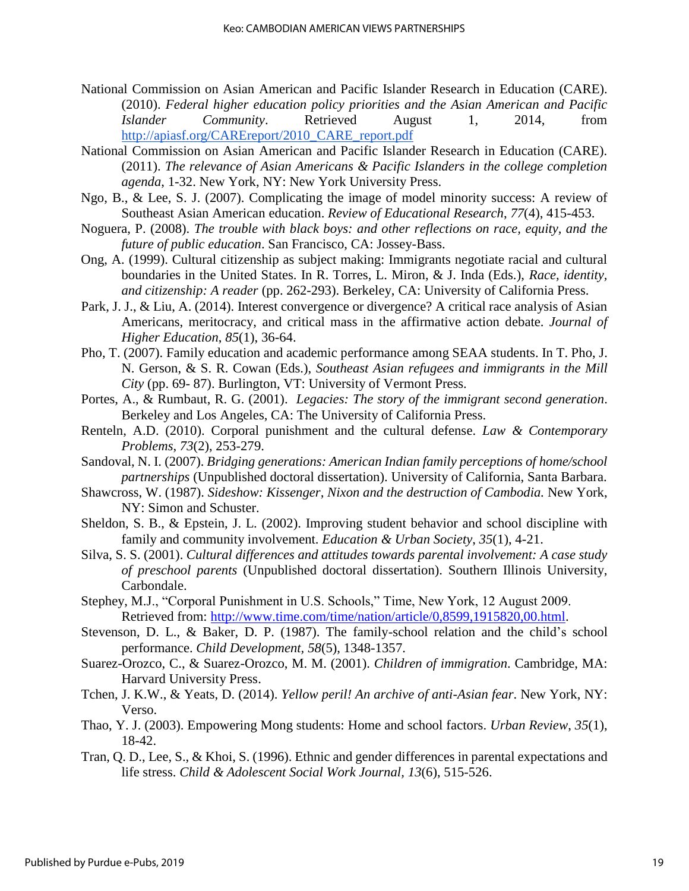National Commission on Asian American and Pacific Islander Research in Education (CARE). (2010). *Federal higher education policy priorities and the Asian American and Pacific Islander Community*. Retrieved August 1, 2014, from http://apiasf.org/CAREreport/2010_CARE_report.pdf

National Commission on Asian American and Pacific Islander Research in Education (CARE). (2011). *The relevance of Asian Americans & Pacific Islanders in the college completion agenda*, 1-32. New York, NY: New York University Press.

Ngo, B., & Lee, S. J. (2007). Complicating the image of model minority success: A review of Southeast Asian American education. *Review of Educational Research*, *77*(4), 415-453.

Noguera, P. (2008). *The trouble with black boys: and other reflections on race, equity, and the future of public education*. San Francisco, CA: Jossey-Bass.

Ong, A. (1999). Cultural citizenship as subject making: Immigrants negotiate racial and cultural boundaries in the United States. In R. Torres, L. Miron, & J. Inda (Eds.), *Race, identity, and citizenship: A reader* (pp. 262-293). Berkeley, CA: University of California Press.

Park, J. J., & Liu, A. (2014). Interest convergence or divergence? A critical race analysis of Asian Americans, meritocracy, and critical mass in the affirmative action debate. *Journal of Higher Education*, *85*(1), 36-64.

Pho, T. (2007). Family education and academic performance among SEAA students. In T. Pho, J. N. Gerson, & S. R. Cowan (Eds.), *Southeast Asian refugees and immigrants in the Mill City* (pp. 69- 87). Burlington, VT: University of Vermont Press.

Portes, A., & Rumbaut, R. G. (2001). *Legacies: The story of the immigrant second generation*. Berkeley and Los Angeles, CA: The University of California Press.

Renteln, A.D. (2010). Corporal punishment and the cultural defense. *Law & Contemporary Problems*, *73*(2), 253-279.

Sandoval, N. I. (2007). *Bridging generations: American Indian family perceptions of home/school partnerships* (Unpublished doctoral dissertation). University of California, Santa Barbara.

Shawcross, W. (1987). *Sideshow: Kissenger, Nixon and the destruction of Cambodia.* New York, NY: Simon and Schuster.

Sheldon, S. B., & Epstein, J. L. (2002). Improving student behavior and school discipline with family and community involvement. *Education & Urban Society*, *35*(1), 4-21.

Silva, S. S. (2001). *Cultural differences and attitudes towards parental involvement: A case study of preschool parents* (Unpublished doctoral dissertation). Southern Illinois University, Carbondale.

Stephey, M.J., "Corporal Punishment in U.S. Schools," Time, New York, 12 August 2009. Retrieved from: http://www.time.com/time/nation/article/0,8599,1915820,00.html.

Stevenson, D. L., & Baker, D. P. (1987). The family-school relation and the child's school performance. *Child Development, 58*(5), 1348-1357.

Suarez-Orozco, C., & Suarez-Orozco, M. M. (2001). *Children of immigration*. Cambridge, MA: Harvard University Press.

Tchen, J. K.W., & Yeats, D. (2014). *Yellow peril! An archive of anti-Asian fear*. New York, NY: Verso.

Thao, Y. J. (2003). Empowering Mong students: Home and school factors. *Urban Review*, *35*(1), 18-42.

Tran, Q. D., Lee, S., & Khoi, S. (1996). Ethnic and gender differences in parental expectations and life stress. *Child & Adolescent Social Work Journal, 13*(6), 515-526.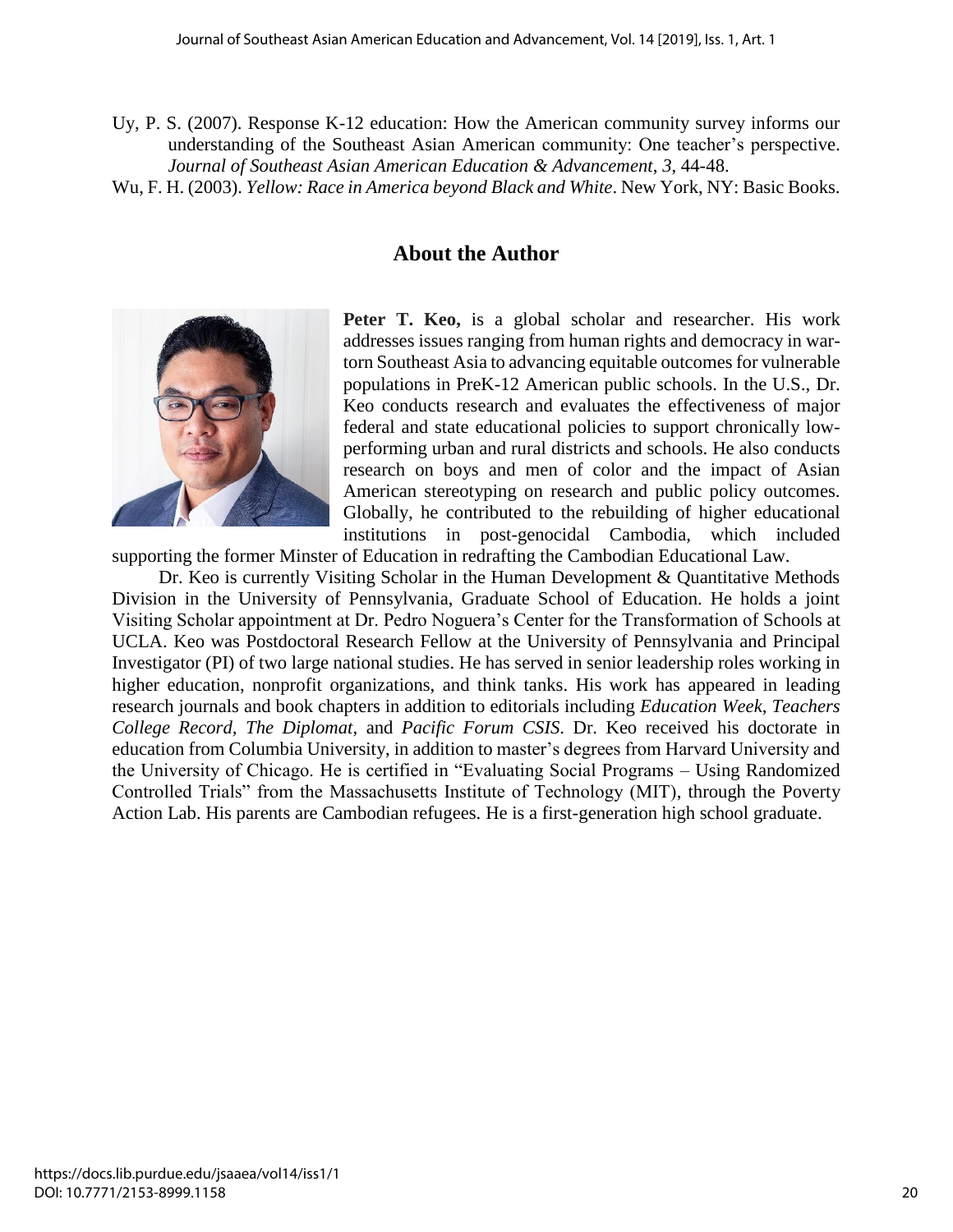Uy, P. S. (2007). Response K-12 education: How the American community survey informs our understanding of the Southeast Asian American community: One teacher's perspective. *Journal of Southeast Asian American Education & Advancement*, *3*, 44-48.

Wu, F. H. (2003). *Yellow: Race in America beyond Black and White*. New York, NY: Basic Books.

## About the Author

**Peter T. Keo,** is a global scholar and researcher. His work addresses issues ranging from human rights and democracy in war-torn Southeast Asia to advancing equitable outcomes for vulnerable populations in PreK-12 American public schools. In the U.S., Dr. Keo conducts research and evaluates the effectiveness of major federal and state educational policies to support chronically low-performing urban and rural districts and schools. He also conducts research on boys and men of color and the impact of Asian American stereotyping on research and public policy outcomes. Globally, he contributed to the rebuilding of higher educational institutions in post-genocidal Cambodia, which included supporting the former Minster of Education in redrafting the Cambodian Educational Law.

Dr. Keo is currently Visiting Scholar in the Human Development & Quantitative Methods Division in the University of Pennsylvania, Graduate School of Education. He holds a joint Visiting Scholar appointment at Dr. Pedro Noguera's Center for the Transformation of Schools at UCLA. Keo was Postdoctoral Research Fellow at the University of Pennsylvania and Principal Investigator (PI) of two large national studies. He has served in senior leadership roles working in higher education, nonprofit organizations, and think tanks. His work has appeared in leading research journals and book chapters in addition to editorials including *Education Week*, *Teachers College Record*, *The Diplomat*, and *Pacific Forum CSIS*. Dr. Keo received his doctorate in education from Columbia University, in addition to master's degrees from Harvard University and the University of Chicago. He is certified in "Evaluating Social Programs – Using Randomized Controlled Trials" from the Massachusetts Institute of Technology (MIT), through the Poverty Action Lab. His parents are Cambodian refugees. He is a first-generation high school graduate.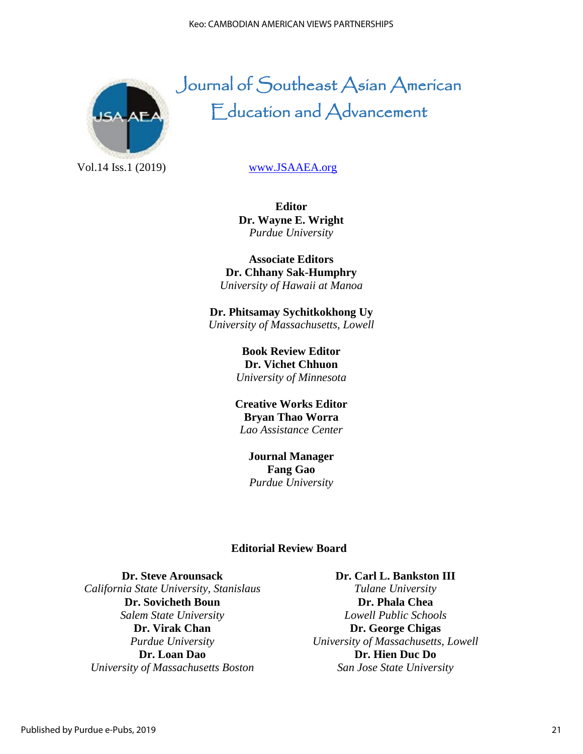# Journal of Southeast Asian American Education and Advancement

Vol.14 Iss.1 (2019)

www.JSAAEA.org

**Editor**
**Dr. Wayne E. Wright**
*Purdue University*

**Associate Editors**
**Dr. Chhany Sak-Humphry**
*University of Hawaii at Manoa*

**Dr. Phitsamay Sychitkokhong Uy**
*University of Massachusetts, Lowell*

**Book Review Editor**
**Dr. Vichet Chhuon**
*University of Minnesota*

**Creative Works Editor**
**Bryan Thao Worra**
*Lao Assistance Center*

**Journal Manager**
**Fang Gao**
*Purdue University*

## Editorial Review Board

**Dr. Steve Arounsack**
*California State University, Stanislaus*
**Dr. Sovicheth Boun**
*Salem State University*
**Dr. Virak Chan**
*Purdue University*
**Dr. Loan Dao**
*University of Massachusetts Boston*

**Dr. Carl L. Bankston III**
*Tulane University*
**Dr. Phala Chea**
*Lowell Public Schools*
**Dr. George Chigas**
*University of Massachusetts, Lowell*
**Dr. Hien Duc Do**
*San Jose State University*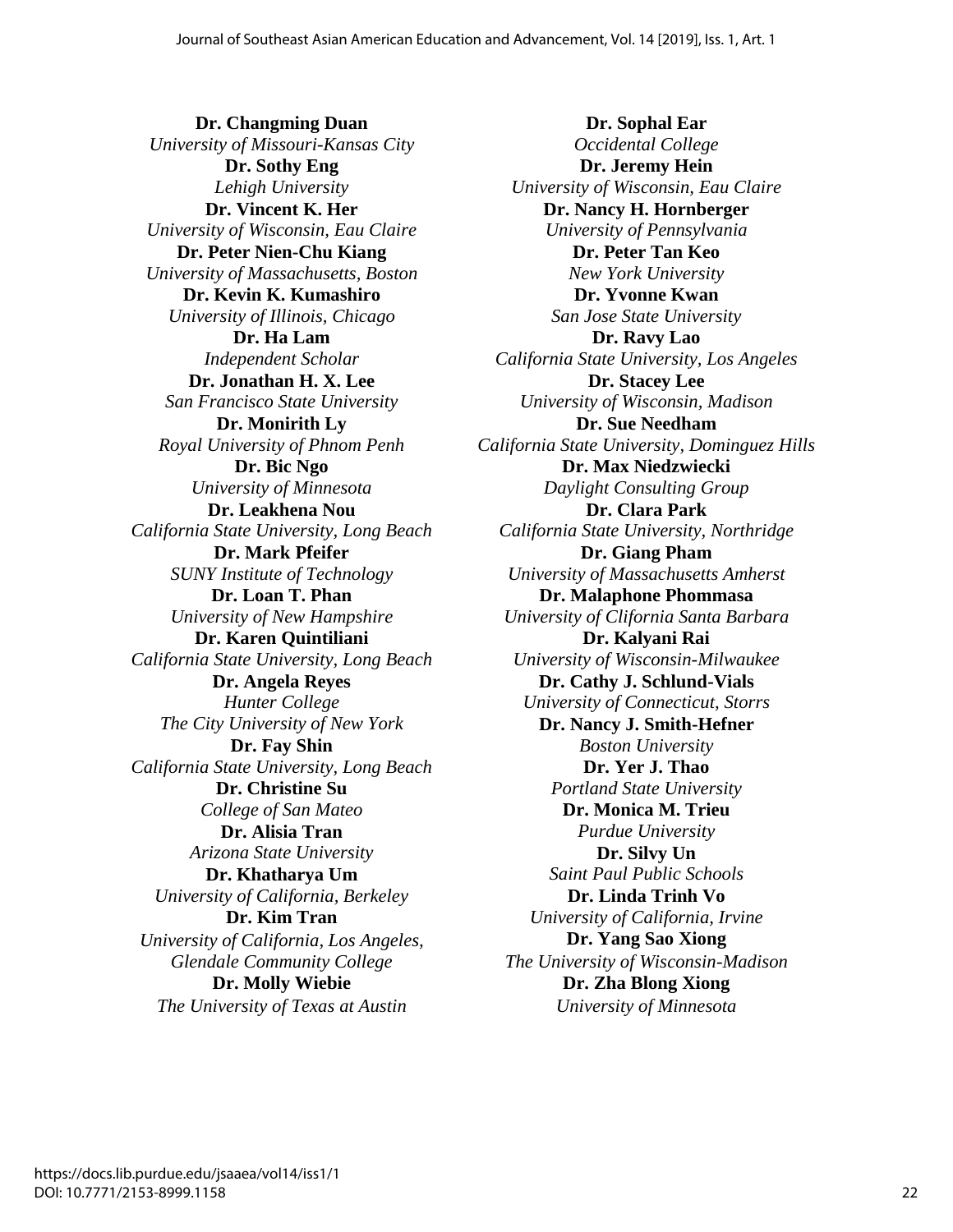**Dr. Changming Duan**
*University of Missouri-Kansas City*
**Dr. Sothy Eng**
*Lehigh University*
**Dr. Vincent K. Her**
*University of Wisconsin, Eau Claire*
**Dr. Peter Nien-Chu Kiang**
*University of Massachusetts, Boston*
**Dr. Kevin K. Kumashiro**
*University of Illinois, Chicago*
**Dr. Ha Lam**
*Independent Scholar*
**Dr. Jonathan H. X. Lee**
*San Francisco State University*
**Dr. Monirith Ly**
*Royal University of Phnom Penh*
**Dr. Bic Ngo**
*University of Minnesota*
**Dr. Leakhena Nou**
*California State University, Long Beach*
**Dr. Mark Pfeifer**
*SUNY Institute of Technology*
**Dr. Loan T. Phan**
*University of New Hampshire*
**Dr. Karen Quintiliani**
*California State University, Long Beach*
**Dr. Angela Reyes**
*Hunter College*
*The City University of New York*
**Dr. Fay Shin**
*California State University, Long Beach*
**Dr. Christine Su**
*College of San Mateo*
**Dr. Alisia Tran**
*Arizona State University*
**Dr. Khatharya Um**
*University of California, Berkeley*
**Dr. Kim Tran**
*University of California, Los Angeles,*
*Glendale Community College*
**Dr. Molly Wiebie**
*The University of Texas at Austin*

**Dr. Sophal Ear**
*Occidental College*
**Dr. Jeremy Hein**
*University of Wisconsin, Eau Claire*
**Dr. Nancy H. Hornberger**
*University of Pennsylvania*
**Dr. Peter Tan Keo**
*New York University*
**Dr. Yvonne Kwan**
*San Jose State University*
**Dr. Ravy Lao**
*California State University, Los Angeles*
**Dr. Stacey Lee**
*University of Wisconsin, Madison*
**Dr. Sue Needham**
*California State University, Dominguez Hills*
**Dr. Max Niedzwiecki**
*Daylight Consulting Group*
**Dr. Clara Park**
*California State University, Northridge*
**Dr. Giang Pham**
*University of Massachusetts Amherst*
**Dr. Malaphone Phommasa**
*University of Clifornia Santa Barbara*
**Dr. Kalyani Rai**
*University of Wisconsin-Milwaukee*
**Dr. Cathy J. Schlund-Vials**
*University of Connecticut, Storrs*
**Dr. Nancy J. Smith-Hefner**
*Boston University*
**Dr. Yer J. Thao**
*Portland State University*
**Dr. Monica M. Trieu**
*Purdue University*
**Dr. Silvy Un**
*Saint Paul Public Schools*
**Dr. Linda Trinh Vo**
*University of California, Irvine*
**Dr. Yang Sao Xiong**
*The University of Wisconsin-Madison*
**Dr. Zha Blong Xiong**
*University of Minnesota*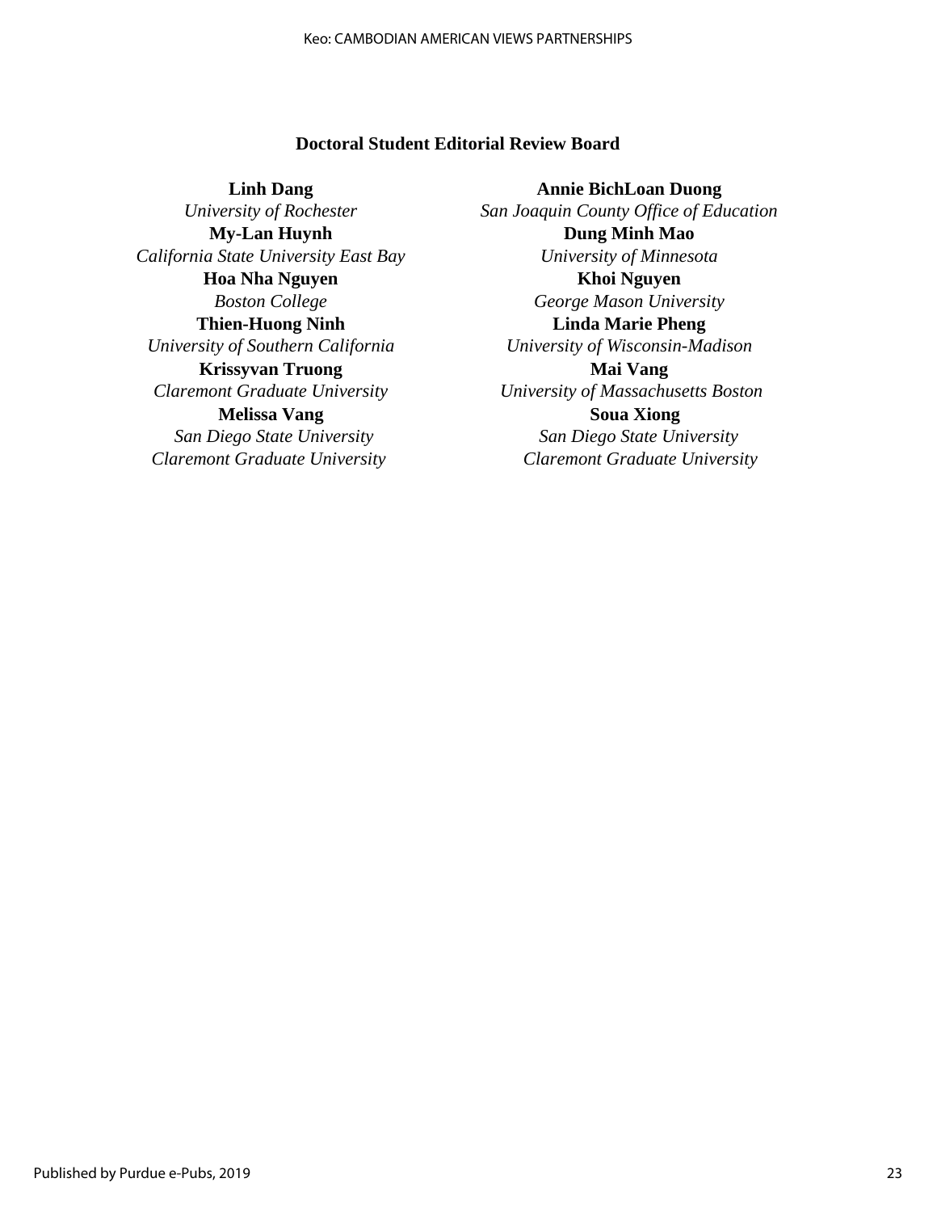## Doctoral Student Editorial Review Board

**Linh Dang**
*University of Rochester*

**My-Lan Huynh**
*California State University East Bay*

**Hoa Nha Nguyen**
*Boston College*

**Thien-Huong Ninh**
*University of Southern California*

**Krissyvan Truong**
*Claremont Graduate University*

**Melissa Vang**
*San Diego State University*
*Claremont Graduate University*

**Annie BichLoan Duong**
*San Joaquin County Office of Education*

**Dung Minh Mao**
*University of Minnesota*

**Khoi Nguyen**
*George Mason University*

**Linda Marie Pheng**
*University of Wisconsin-Madison*

**Mai Vang**
*University of Massachusetts Boston*

**Soua Xiong**
*San Diego State University*
*Claremont Graduate University*